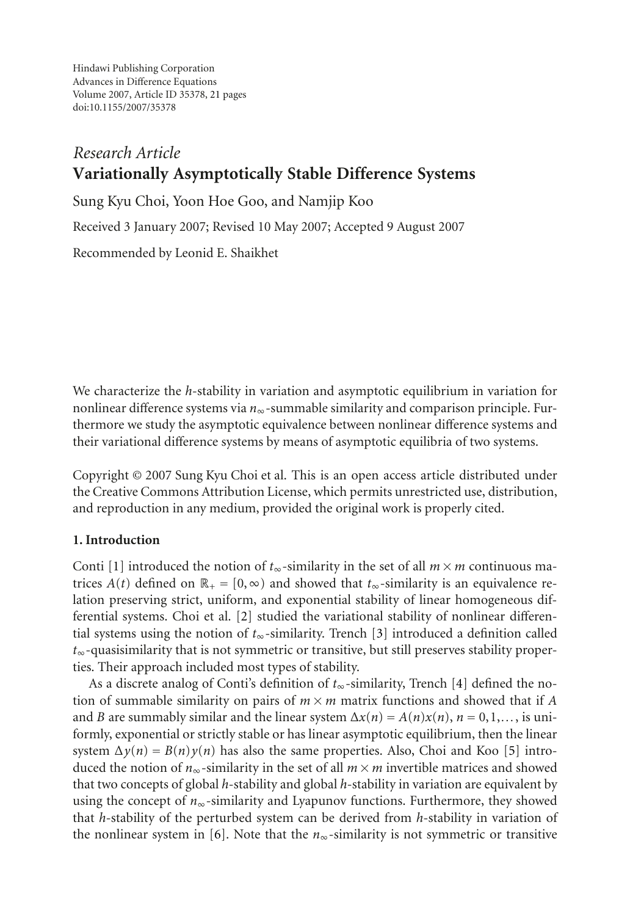Hindawi Publishing Corporation
Advances in Difference Equations
Volume 2007, Article ID 35378, 21 pages
doi:10.1155/2007/35378

*Research Article*

# Variationally Asymptotically Stable Difference Systems

Sung Kyu Choi, Yoon Hoe Goo, and Namjip Koo

Received 3 January 2007; Revised 10 May 2007; Accepted 9 August 2007

Recommended by Leonid E. Shaikhet

We characterize the $h$-stability in variation and asymptotic equilibrium in variation for nonlinear difference systems via $n_\infty$-summable similarity and comparison principle. Furthermore we study the asymptotic equivalence between nonlinear difference systems and their variational difference systems by means of asymptotic equilibria of two systems.

Copyright © 2007 Sung Kyu Choi et al. This is an open access article distributed under the Creative Commons Attribution License, which permits unrestricted use, distribution, and reproduction in any medium, provided the original work is properly cited.

## 1. Introduction

Conti [1] introduced the notion of $t_\infty$-similarity in the set of all $m \times m$ continuous matrices $A(t)$ defined on $\mathbb{R}_+ = [0, \infty)$ and showed that $t_\infty$-similarity is an equivalence relation preserving strict, uniform, and exponential stability of linear homogeneous differential systems. Choi et al. [2] studied the variational stability of nonlinear differential systems using the notion of $t_\infty$-similarity. Trench [3] introduced a definition called $t_\infty$-quasisimilarity that is not symmetric or transitive, but still preserves stability properties. Their approach included most types of stability.

As a discrete analog of Conti's definition of $t_\infty$-similarity, Trench [4] defined the notion of summable similarity on pairs of $m \times m$ matrix functions and showed that if $A$ and $B$ are summably similar and the linear system $\Delta x(n) = A(n)x(n)$, $n = 0, 1, \ldots$, is uniformly, exponential or strictly stable or has linear asymptotic equilibrium, then the linear system $\Delta y(n) = B(n)y(n)$ has also the same properties. Also, Choi and Koo [5] introduced the notion of $n_\infty$-similarity in the set of all $m \times m$ invertible matrices and showed that two concepts of global $h$-stability and global $h$-stability in variation are equivalent by using the concept of $n_\infty$-similarity and Lyapunov functions. Furthermore, they showed that $h$-stability of the perturbed system can be derived from $h$-stability in variation of the nonlinear system in [6]. Note that the $n_\infty$-similarity is not symmetric or transitive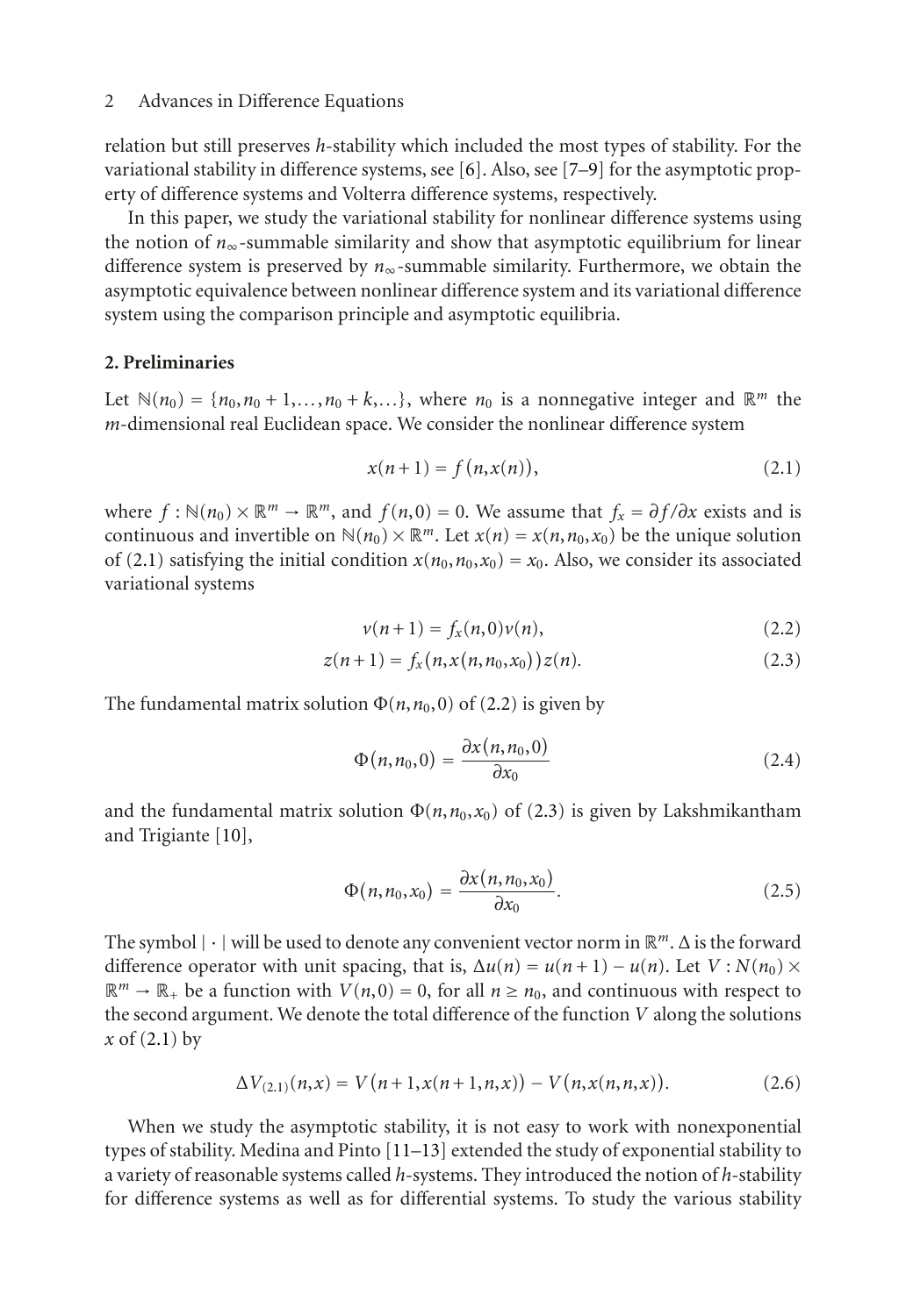relation but still preserves $h$-stability which included the most types of stability. For the variational stability in difference systems, see [6]. Also, see [7–9] for the asymptotic property of difference systems and Volterra difference systems, respectively.

In this paper, we study the variational stability for nonlinear difference systems using the notion of $n_\infty$-summable similarity and show that asymptotic equilibrium for linear difference system is preserved by $n_\infty$-summable similarity. Furthermore, we obtain the asymptotic equivalence between nonlinear difference system and its variational difference system using the comparison principle and asymptotic equilibria.

## 2. Preliminaries

Let $\mathbb{N}(n_0) = \{n_0, n_0+1, \ldots, n_0+k, \ldots\}$, where $n_0$ is a nonnegative integer and $\mathbb{R}^m$ the $m$-dimensional real Euclidean space. We consider the nonlinear difference system

$$x(n+1) = f(n, x(n)), \tag{2.1}$$

where $f : \mathbb{N}(n_0) \times \mathbb{R}^m \to \mathbb{R}^m$, and $f(n,0) = 0$. We assume that $f_x = \partial f/\partial x$ exists and is continuous and invertible on $\mathbb{N}(n_0) \times \mathbb{R}^m$. Let $x(n) = x(n, n_0, x_0)$ be the unique solution of (2.1) satisfying the initial condition $x(n_0, n_0, x_0) = x_0$. Also, we consider its associated variational systems

$$v(n+1) = f_x(n,0)v(n), \tag{2.2}$$

$$z(n+1) = f_x(n, x(n, n_0, x_0))z(n). \tag{2.3}$$

The fundamental matrix solution $\Phi(n, n_0, 0)$ of (2.2) is given by

$$\Phi(n, n_0, 0) = \frac{\partial x(n, n_0, 0)}{\partial x_0} \tag{2.4}$$

and the fundamental matrix solution $\Phi(n, n_0, x_0)$ of (2.3) is given by Lakshmikantham and Trigiante [10],

$$\Phi(n, n_0, x_0) = \frac{\partial x(n, n_0, x_0)}{\partial x_0}. \tag{2.5}$$

The symbol $|\cdot|$ will be used to denote any convenient vector norm in $\mathbb{R}^m$. $\Delta$ is the forward difference operator with unit spacing, that is, $\Delta u(n) = u(n+1) - u(n)$. Let $V : N(n_0) \times \mathbb{R}^m \to \mathbb{R}_+$ be a function with $V(n,0) = 0$, for all $n \geq n_0$, and continuous with respect to the second argument. We denote the total difference of the function $V$ along the solutions $x$ of (2.1) by

$$\Delta V_{(2.1)}(n,x) = V(n+1, x(n+1,n,x)) - V(n, x(n,n,x)). \tag{2.6}$$

When we study the asymptotic stability, it is not easy to work with nonexponential types of stability. Medina and Pinto [11–13] extended the study of exponential stability to a variety of reasonable systems called $h$-systems. They introduced the notion of $h$-stability for difference systems as well as for differential systems. To study the various stability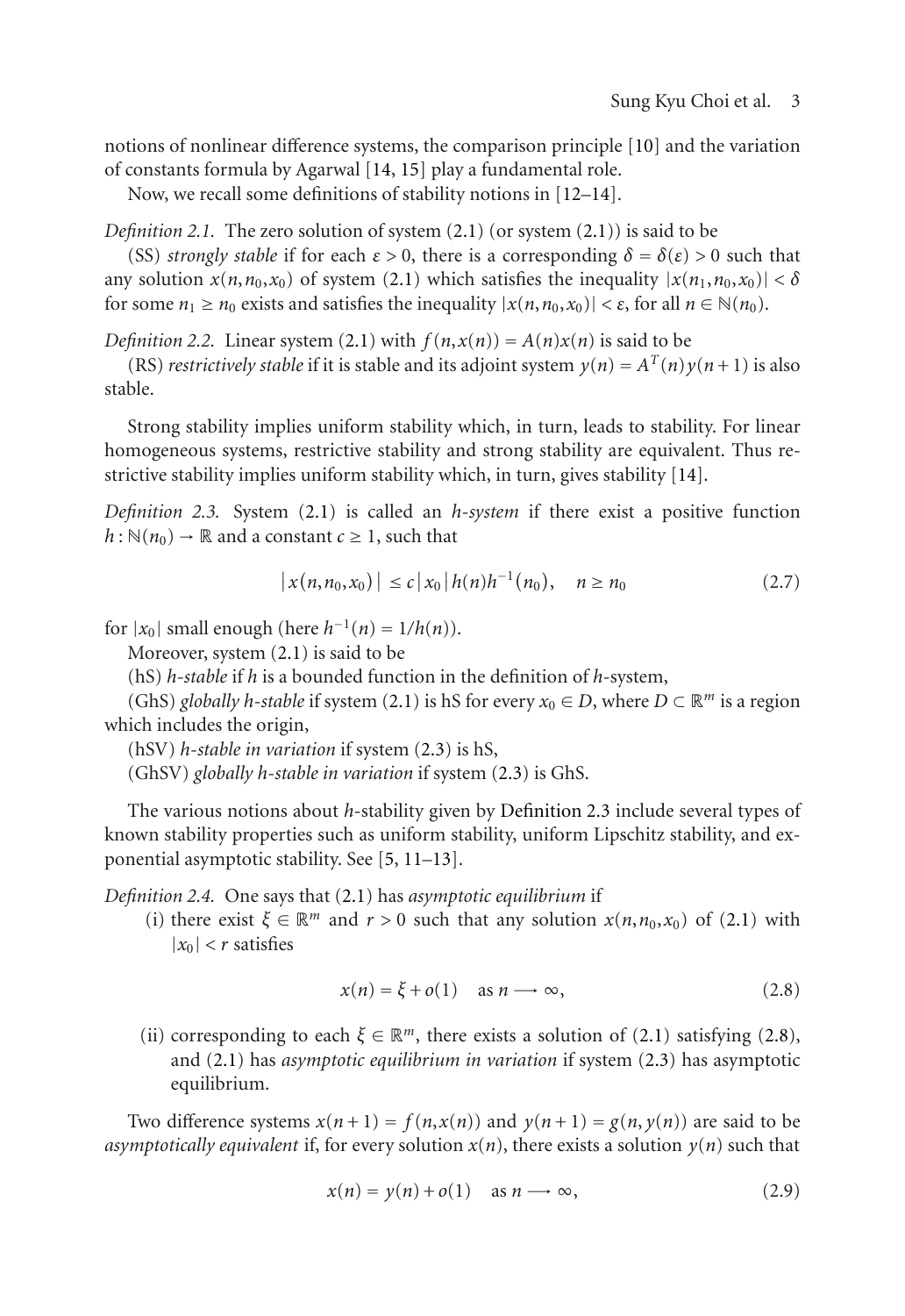notions of nonlinear difference systems, the comparison principle [10] and the variation of constants formula by Agarwal [14, 15] play a fundamental role.

Now, we recall some definitions of stability notions in [12–14].

*Definition 2.1.* The zero solution of system (2.1) (or system (2.1)) is said to be

(SS) *strongly stable* if for each $\varepsilon > 0$, there is a corresponding $\delta = \delta(\varepsilon) > 0$ such that any solution $x(n, n_0, x_0)$ of system (2.1) which satisfies the inequality $|x(n_1, n_0, x_0)| < \delta$ for some $n_1 \geq n_0$ exists and satisfies the inequality $|x(n, n_0, x_0)| < \varepsilon$, for all $n \in \mathbb{N}(n_0)$.

*Definition 2.2.* Linear system (2.1) with $f(n, x(n)) = A(n)x(n)$ is said to be

(RS) *restrictively stable* if it is stable and its adjoint system $y(n) = A^T(n)y(n+1)$ is also stable.

Strong stability implies uniform stability which, in turn, leads to stability. For linear homogeneous systems, restrictive stability and strong stability are equivalent. Thus restrictive stability implies uniform stability which, in turn, gives stability [14].

*Definition 2.3.* System (2.1) is called an *h-system* if there exist a positive function $h : \mathbb{N}(n_0) \to \mathbb{R}$ and a constant $c \geq 1$, such that

$$|x(n, n_0, x_0)| \leq c|x_0| h(n) h^{-1}(n_0), \quad n \geq n_0 \tag{2.7}$$

for $|x_0|$ small enough (here $h^{-1}(n) = 1/h(n)$).

Moreover, system (2.1) is said to be

(hS) *h-stable* if $h$ is a bounded function in the definition of $h$-system,

(GhS) *globally h-stable* if system (2.1) is hS for every $x_0 \in D$, where $D \subset \mathbb{R}^m$ is a region which includes the origin,

(hSV) *h-stable in variation* if system (2.3) is hS,

(GhSV) *globally h-stable in variation* if system (2.3) is GhS.

The various notions about $h$-stability given by Definition 2.3 include several types of known stability properties such as uniform stability, uniform Lipschitz stability, and exponential asymptotic stability. See [5, 11–13].

*Definition 2.4.* One says that (2.1) has *asymptotic equilibrium* if

(i) there exist $\xi \in \mathbb{R}^m$ and $r > 0$ such that any solution $x(n, n_0, x_0)$ of (2.1) with $|x_0| < r$ satisfies

$$x(n) = \xi + o(1) \quad \text{as } n \longrightarrow \infty, \tag{2.8}$$

(ii) corresponding to each $\xi \in \mathbb{R}^m$, there exists a solution of (2.1) satisfying (2.8), and (2.1) has *asymptotic equilibrium in variation* if system (2.3) has asymptotic equilibrium.

Two difference systems $x(n+1) = f(n, x(n))$ and $y(n+1) = g(n, y(n))$ are said to be *asymptotically equivalent* if, for every solution $x(n)$, there exists a solution $y(n)$ such that

$$x(n) = y(n) + o(1) \quad \text{as } n \longrightarrow \infty, \tag{2.9}$$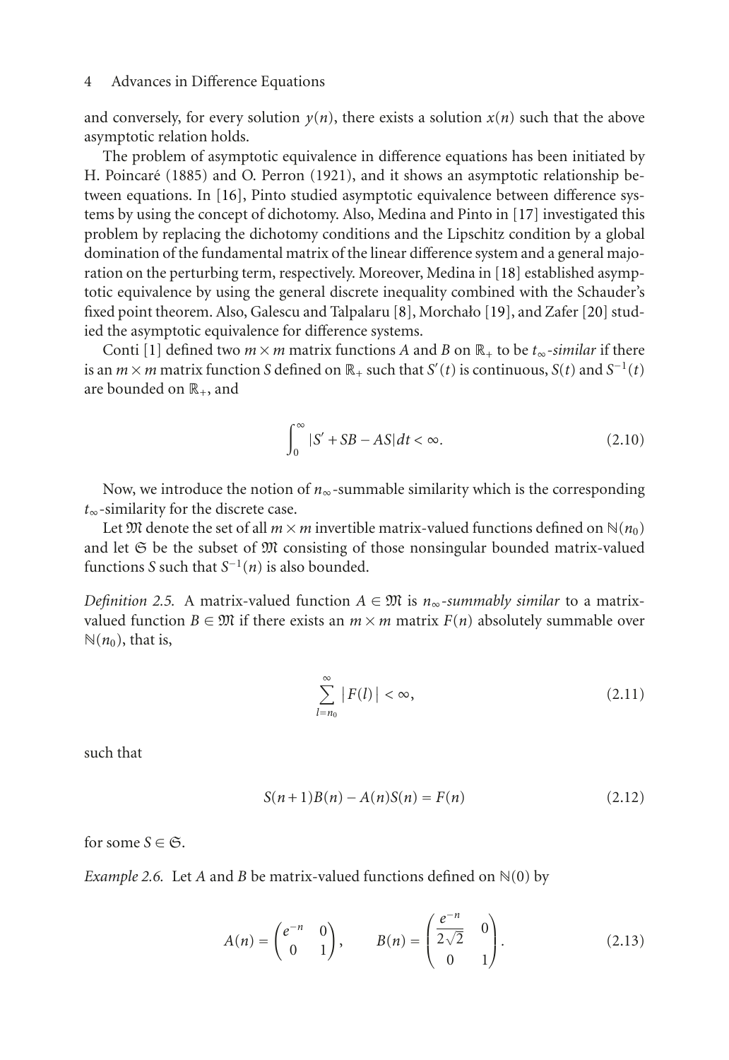and conversely, for every solution $y(n)$, there exists a solution $x(n)$ such that the above asymptotic relation holds.

The problem of asymptotic equivalence in difference equations has been initiated by H. Poincaré (1885) and O. Perron (1921), and it shows an asymptotic relationship between equations. In [16], Pinto studied asymptotic equivalence between difference systems by using the concept of dichotomy. Also, Medina and Pinto in [17] investigated this problem by replacing the dichotomy conditions and the Lipschitz condition by a global domination of the fundamental matrix of the linear difference system and a general majoration on the perturbing term, respectively. Moreover, Medina in [18] established asymptotic equivalence by using the general discrete inequality combined with the Schauder's fixed point theorem. Also, Galescu and Talpalaru [8], Morchało [19], and Zafer [20] studied the asymptotic equivalence for difference systems.

Conti [1] defined two $m \times m$ matrix functions $A$ and $B$ on $\mathbb{R}_+$ to be $t_\infty$*-similar* if there is an $m \times m$ matrix function $S$ defined on $\mathbb{R}_+$ such that $S'(t)$ is continuous, $S(t)$ and $S^{-1}(t)$ are bounded on $\mathbb{R}_+$, and

$$\int_0^\infty |S' + SB - AS|\,dt < \infty. \tag{2.10}$$

Now, we introduce the notion of $n_\infty$-summable similarity which is the corresponding $t_\infty$-similarity for the discrete case.

Let $\mathfrak{M}$ denote the set of all $m \times m$ invertible matrix-valued functions defined on $\mathbb{N}(n_0)$ and let $\mathfrak{S}$ be the subset of $\mathfrak{M}$ consisting of those nonsingular bounded matrix-valued functions $S$ such that $S^{-1}(n)$ is also bounded.

*Definition 2.5.* A matrix-valued function $A \in \mathfrak{M}$ is $n_\infty$*-summably similar* to a matrix-valued function $B \in \mathfrak{M}$ if there exists an $m \times m$ matrix $F(n)$ absolutely summable over $\mathbb{N}(n_0)$, that is,

$$\sum_{l=n_0}^{\infty} |F(l)| < \infty, \tag{2.11}$$

such that

$$S(n+1)B(n) - A(n)S(n) = F(n) \tag{2.12}$$

for some $S \in \mathfrak{S}$.

*Example 2.6.* Let $A$ and $B$ be matrix-valued functions defined on $\mathbb{N}(0)$ by

$$A(n) = \begin{pmatrix} e^{-n} & 0 \\ 0 & 1 \end{pmatrix}, \qquad B(n) = \begin{pmatrix} \dfrac{e^{-n}}{2\sqrt{2}} & 0 \\ 0 & 1 \end{pmatrix}. \tag{2.13}$$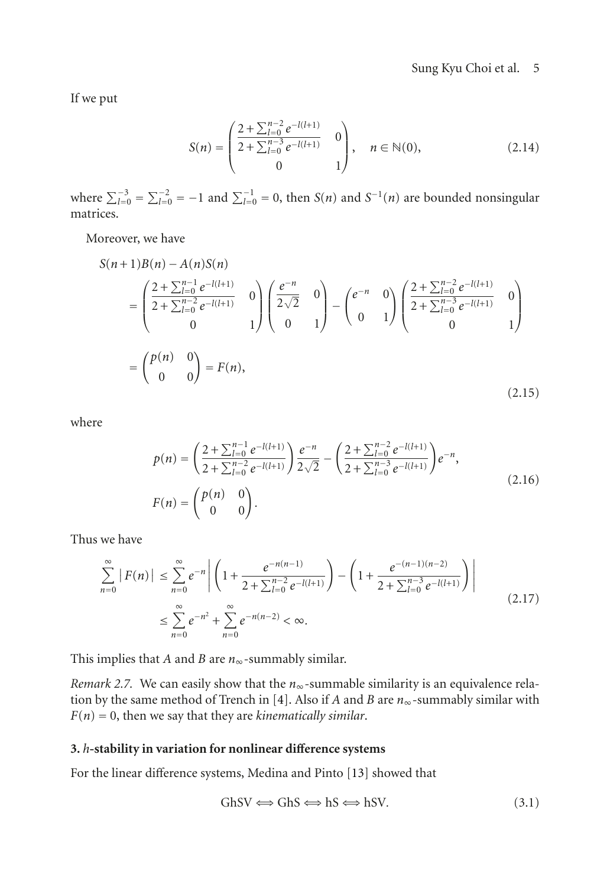If we put

$$S(n) = \begin{pmatrix} \dfrac{2+\sum_{l=0}^{n-2} e^{-l(l+1)}}{2+\sum_{l=0}^{n-3} e^{-l(l+1)}} & 0 \\ 0 & 1 \end{pmatrix}, \quad n \in \mathbb{N}(0), \tag{2.14}$$

where $\sum_{l=0}^{-3} = \sum_{l=0}^{-2} = -1$ and $\sum_{l=0}^{-1} = 0$, then $S(n)$ and $S^{-1}(n)$ are bounded nonsingular matrices.

Moreover, we have

$$\begin{aligned} &S(n+1)B(n) - A(n)S(n) \\ &= \begin{pmatrix} \dfrac{2+\sum_{l=0}^{n-1} e^{-l(l+1)}}{2+\sum_{l=0}^{n-2} e^{-l(l+1)}} & 0 \\ 0 & 1 \end{pmatrix} \begin{pmatrix} \dfrac{e^{-n}}{2\sqrt{2}} & 0 \\ 0 & 1 \end{pmatrix} - \begin{pmatrix} e^{-n} & 0 \\ 0 & 1 \end{pmatrix} \begin{pmatrix} \dfrac{2+\sum_{l=0}^{n-2} e^{-l(l+1)}}{2+\sum_{l=0}^{n-3} e^{-l(l+1)}} & 0 \\ 0 & 1 \end{pmatrix} \\ &= \begin{pmatrix} p(n) & 0 \\ 0 & 0 \end{pmatrix} = F(n), \end{aligned} \tag{2.15}$$

where

$$\begin{aligned} p(n) &= \left( \frac{2+\sum_{l=0}^{n-1} e^{-l(l+1)}}{2+\sum_{l=0}^{n-2} e^{-l(l+1)}} \right) \frac{e^{-n}}{2\sqrt{2}} - \left( \frac{2+\sum_{l=0}^{n-2} e^{-l(l+1)}}{2+\sum_{l=0}^{n-3} e^{-l(l+1)}} \right) e^{-n}, \\ F(n) &= \begin{pmatrix} p(n) & 0 \\ 0 & 0 \end{pmatrix}. \end{aligned} \tag{2.16}$$

Thus we have

$$\begin{aligned} \sum_{n=0}^{\infty} |F(n)| &\le \sum_{n=0}^{\infty} e^{-n} \left| \left( 1 + \frac{e^{-n(n-1)}}{2+\sum_{l=0}^{n-2} e^{-l(l+1)}} \right) - \left( 1 + \frac{e^{-(n-1)(n-2)}}{2+\sum_{l=0}^{n-3} e^{-l(l+1)}} \right) \right| \\ &\le \sum_{n=0}^{\infty} e^{-n^2} + \sum_{n=0}^{\infty} e^{-n(n-2)} < \infty. \end{aligned} \tag{2.17}$$

This implies that $A$ and $B$ are $n_\infty$-summably similar.

*Remark 2.7.* We can easily show that the $n_\infty$-summable similarity is an equivalence relation by the same method of Trench in [4]. Also if $A$ and $B$ are $n_\infty$-summably similar with $F(n) = 0$, then we say that they are *kinematically similar*.

## 3. $h$-stability in variation for nonlinear difference systems

For the linear difference systems, Medina and Pinto [13] showed that

$$\text{GhSV} \Longleftrightarrow \text{GhS} \Longleftrightarrow \text{hS} \Longleftrightarrow \text{hSV}. \tag{3.1}$$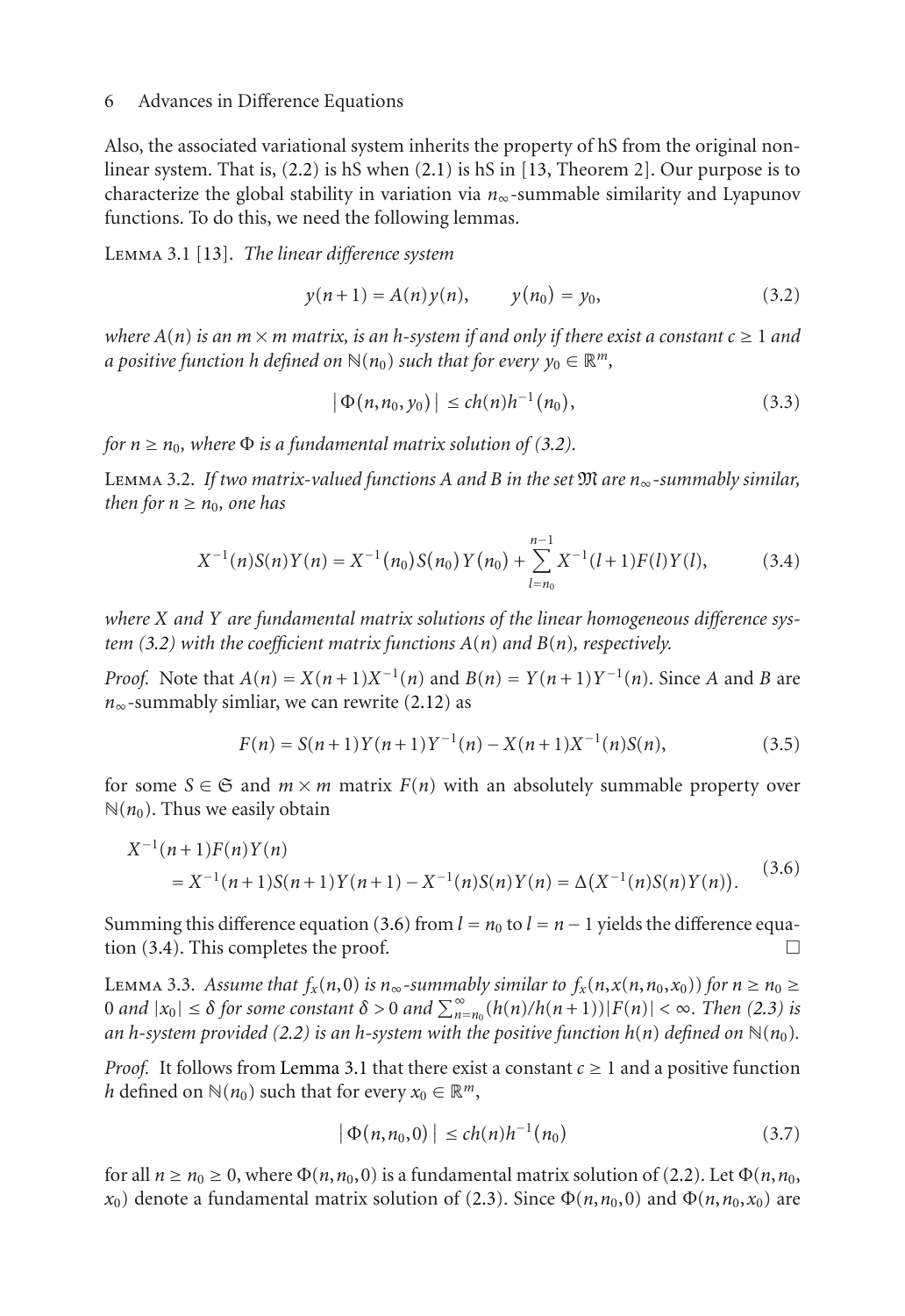Also, the associated variational system inherits the property of hS from the original nonlinear system. That is, (2.2) is hS when (2.1) is hS in [13, Theorem 2]. Our purpose is to characterize the global stability in variation via $n_\infty$-summable similarity and Lyapunov functions. To do this, we need the following lemmas.

Lemma 3.1 [13]. *The linear difference system*

$$y(n+1) = A(n)y(n), \qquad y(n_0) = y_0, \tag{3.2}$$

*where $A(n)$ is an $m \times m$ matrix, is an h-system if and only if there exist a constant $c \geq 1$ and a positive function $h$ defined on $\mathbb{N}(n_0)$ such that for every $y_0 \in \mathbb{R}^m$,*

$$|\Phi(n, n_0, y_0)| \leq ch(n)h^{-1}(n_0), \tag{3.3}$$

*for $n \geq n_0$, where $\Phi$ is a fundamental matrix solution of (3.2).*

Lemma 3.2. *If two matrix-valued functions $A$ and $B$ in the set $\mathfrak{M}$ are $n_\infty$-summably similar, then for $n \geq n_0$, one has*

$$X^{-1}(n)S(n)Y(n) = X^{-1}(n_0)S(n_0)Y(n_0) + \sum_{l=n_0}^{n-1} X^{-1}(l+1)F(l)Y(l), \tag{3.4}$$

*where $X$ and $Y$ are fundamental matrix solutions of the linear homogeneous difference system (3.2) with the coefficient matrix functions $A(n)$ and $B(n)$, respectively.*

*Proof.* Note that $A(n) = X(n+1)X^{-1}(n)$ and $B(n) = Y(n+1)Y^{-1}(n)$. Since $A$ and $B$ are $n_\infty$-summably simliar, we can rewrite (2.12) as

$$F(n) = S(n+1)Y(n+1)Y^{-1}(n) - X(n+1)X^{-1}(n)S(n), \tag{3.5}$$

for some $S \in \mathfrak{S}$ and $m \times m$ matrix $F(n)$ with an absolutely summable property over $\mathbb{N}(n_0)$. Thus we easily obtain

$$\begin{aligned} &X^{-1}(n+1)F(n)Y(n) \\ &\quad = X^{-1}(n+1)S(n+1)Y(n+1) - X^{-1}(n)S(n)Y(n) = \Delta\big(X^{-1}(n)S(n)Y(n)\big). \end{aligned} \tag{3.6}$$

Summing this difference equation (3.6) from $l = n_0$ to $l = n-1$ yields the difference equation (3.4). This completes the proof. □

Lemma 3.3. *Assume that $f_x(n,0)$ is $n_\infty$-summably similar to $f_x(n, x(n, n_0, x_0))$ for $n \geq n_0 \geq 0$ and $|x_0| \leq \delta$ for some constant $\delta > 0$ and $\sum_{n=n_0}^{\infty}(h(n)/h(n+1))|F(n)| < \infty$. Then (2.3) is an h-system provided (2.2) is an h-system with the positive function $h(n)$ defined on $\mathbb{N}(n_0)$.*

*Proof.* It follows from Lemma 3.1 that there exist a constant $c \geq 1$ and a positive function $h$ defined on $\mathbb{N}(n_0)$ such that for every $x_0 \in \mathbb{R}^m$,

$$|\Phi(n, n_0, 0)| \leq ch(n)h^{-1}(n_0) \tag{3.7}$$

for all $n \geq n_0 \geq 0$, where $\Phi(n, n_0, 0)$ is a fundamental matrix solution of (2.2). Let $\Phi(n, n_0, x_0)$ denote a fundamental matrix solution of (2.3). Since $\Phi(n, n_0, 0)$ and $\Phi(n, n_0, x_0)$ are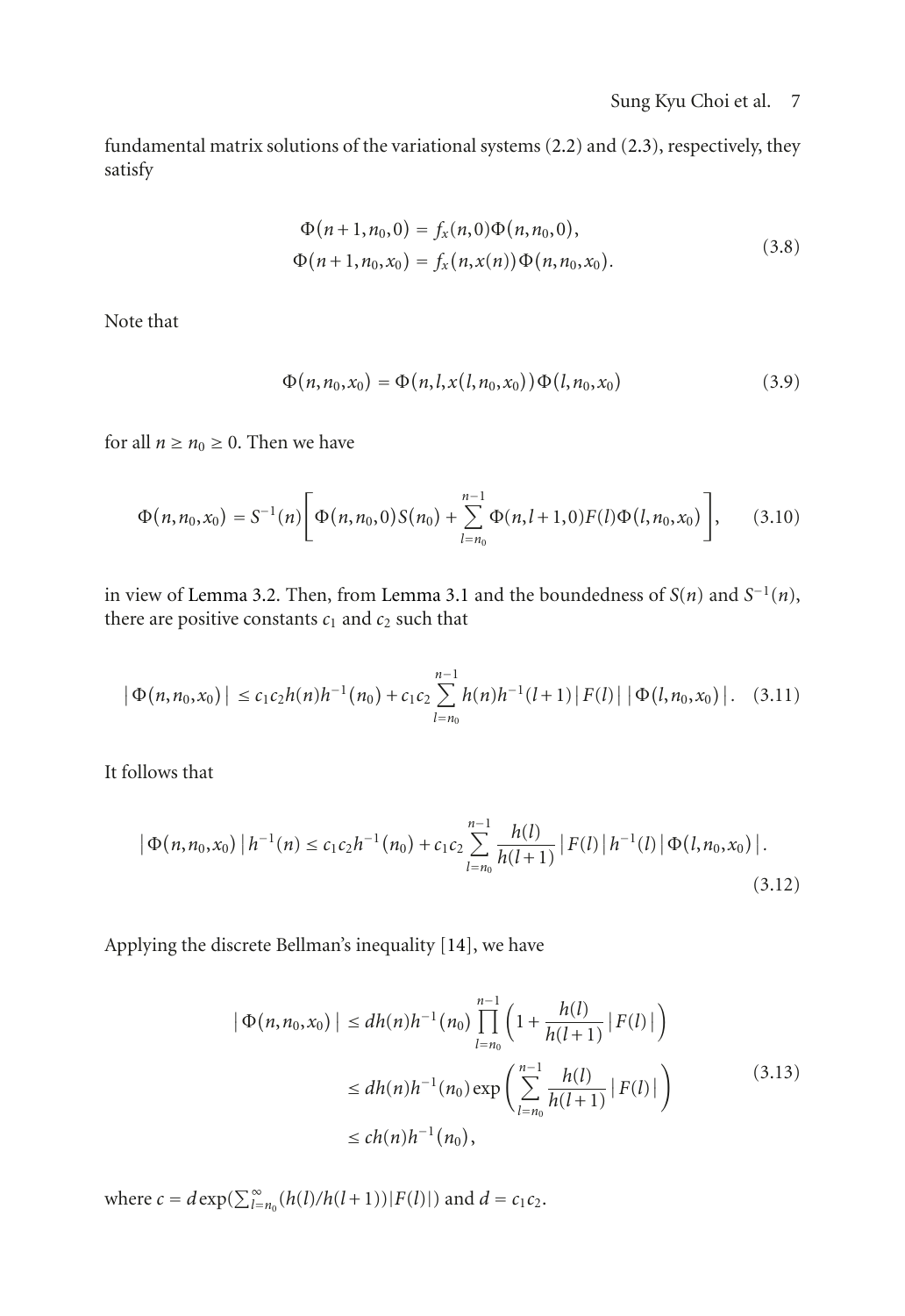fundamental matrix solutions of the variational systems (2.2) and (2.3), respectively, they satisfy

$$
\begin{aligned}
\Phi(n+1,n_0,0) &= f_x(n,0)\Phi(n,n_0,0), \\
\Phi(n+1,n_0,x_0) &= f_x(n,x(n))\Phi(n,n_0,x_0).
\end{aligned}
\tag{3.8}
$$

Note that

$$
\Phi(n,n_0,x_0) = \Phi(n,l,x(l,n_0,x_0))\Phi(l,n_0,x_0) \tag{3.9}
$$

for all $n \geq n_0 \geq 0$. Then we have

$$
\Phi(n,n_0,x_0) = S^{-1}(n)\left[\Phi(n,n_0,0)S(n_0) + \sum_{l=n_0}^{n-1}\Phi(n,l+1,0)F(l)\Phi(l,n_0,x_0)\right], \tag{3.10}
$$

in view of Lemma 3.2. Then, from Lemma 3.1 and the boundedness of $S(n)$ and $S^{-1}(n)$, there are positive constants $c_1$ and $c_2$ such that

$$
|\Phi(n,n_0,x_0)| \leq c_1c_2h(n)h^{-1}(n_0) + c_1c_2\sum_{l=n_0}^{n-1}h(n)h^{-1}(l+1)|F(l)||\Phi(l,n_0,x_0)|. \tag{3.11}
$$

It follows that

$$
|\Phi(n,n_0,x_0)|h^{-1}(n) \leq c_1c_2h^{-1}(n_0) + c_1c_2\sum_{l=n_0}^{n-1}\frac{h(l)}{h(l+1)}|F(l)|h^{-1}(l)|\Phi(l,n_0,x_0)|. \tag{3.12}
$$

Applying the discrete Bellman's inequality [14], we have

$$
\begin{aligned}
|\Phi(n,n_0,x_0)| &\leq dh(n)h^{-1}(n_0)\prod_{l=n_0}^{n-1}\left(1+\frac{h(l)}{h(l+1)}|F(l)|\right) \\
&\leq dh(n)h^{-1}(n_0)\exp\left(\sum_{l=n_0}^{n-1}\frac{h(l)}{h(l+1)}|F(l)|\right) \\
&\leq ch(n)h^{-1}(n_0),
\end{aligned}
\tag{3.13}
$$

where $c = d\exp(\sum_{l=n_0}^{\infty}(h(l)/h(l+1))|F(l)|)$ and $d = c_1c_2$.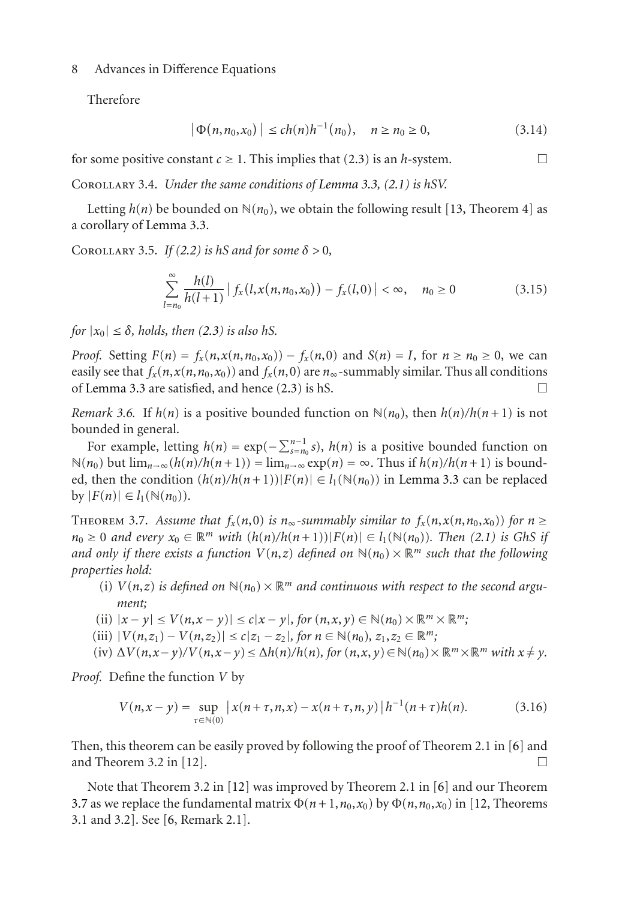Therefore

$$|\Phi(n,n_0,x_0)| \leq ch(n)h^{-1}(n_0), \quad n \geq n_0 \geq 0, \tag{3.14}$$

for some positive constant $c \geq 1$. This implies that (2.3) is an $h$-system. □

Corollary 3.4. *Under the same conditions of Lemma 3.3, (2.1) is hSV.*

Letting $h(n)$ be bounded on $\mathbb{N}(n_0)$, we obtain the following result [13, Theorem 4] as a corollary of Lemma 3.3.

Corollary 3.5. *If (2.2) is hS and for some $\delta > 0$,*

$$\sum_{l=n_0}^{\infty} \frac{h(l)}{h(l+1)} \left| f_x(l,x(n,n_0,x_0)) - f_x(l,0) \right| < \infty, \quad n_0 \geq 0 \tag{3.15}$$

*for $|x_0| \leq \delta$, holds, then (2.3) is also hS.*

*Proof.* Setting $F(n) = f_x(n,x(n,n_0,x_0)) - f_x(n,0)$ and $S(n) = I$, for $n \geq n_0 \geq 0$, we can easily see that $f_x(n,x(n,n_0,x_0))$ and $f_x(n,0)$ are $n_\infty$-summably similar. Thus all conditions of Lemma 3.3 are satisfied, and hence (2.3) is hS. □

*Remark 3.6.* If $h(n)$ is a positive bounded function on $\mathbb{N}(n_0)$, then $h(n)/h(n+1)$ is not bounded in general.

For example, letting $h(n) = \exp(-\sum_{s=n_0}^{n-1} s)$, $h(n)$ is a positive bounded function on $\mathbb{N}(n_0)$ but $\lim_{n\to\infty}(h(n)/h(n+1)) = \lim_{n\to\infty}\exp(n) = \infty$. Thus if $h(n)/h(n+1)$ is bounded, then the condition $(h(n)/h(n+1))|F(n)| \in l_1(\mathbb{N}(n_0))$ in Lemma 3.3 can be replaced by $|F(n)| \in l_1(\mathbb{N}(n_0))$.

Theorem 3.7. *Assume that $f_x(n,0)$ is $n_\infty$-summably similar to $f_x(n,x(n,n_0,x_0))$ for $n \geq n_0 \geq 0$ and every $x_0 \in \mathbb{R}^m$ with $(h(n)/h(n+1))|F(n)| \in l_1(\mathbb{N}(n_0))$. Then (2.1) is GhS if and only if there exists a function $V(n,z)$ defined on $\mathbb{N}(n_0) \times \mathbb{R}^m$ such that the following properties hold:*

(i) *$V(n,z)$ is defined on $\mathbb{N}(n_0) \times \mathbb{R}^m$ and continuous with respect to the second argument;*

(ii) *$|x-y| \leq V(n,x-y)| \leq c|x-y|$, for $(n,x,y) \in \mathbb{N}(n_0) \times \mathbb{R}^m \times \mathbb{R}^m$;*

(iii) *$|V(n,z_1) - V(n,z_2)| \leq c|z_1 - z_2|$, for $n \in \mathbb{N}(n_0)$, $z_1, z_2 \in \mathbb{R}^m$;*

(iv) *$\Delta V(n,x-y)/V(n,x-y) \leq \Delta h(n)/h(n)$, for $(n,x,y) \in \mathbb{N}(n_0) \times \mathbb{R}^m \times \mathbb{R}^m$ with $x \neq y$.*

*Proof.* Define the function $V$ by

$$V(n,x-y) = \sup_{\tau\in\mathbb{N}(0)} \left| x(n+\tau,n,x) - x(n+\tau,n,y) \right| h^{-1}(n+\tau)h(n). \tag{3.16}$$

Then, this theorem can be easily proved by following the proof of Theorem 2.1 in [6] and and Theorem 3.2 in [12]. □

Note that Theorem 3.2 in [12] was improved by Theorem 2.1 in [6] and our Theorem 3.7 as we replace the fundamental matrix $\Phi(n+1,n_0,x_0)$ by $\Phi(n,n_0,x_0)$ in [12, Theorems 3.1 and 3.2]. See [6, Remark 2.1].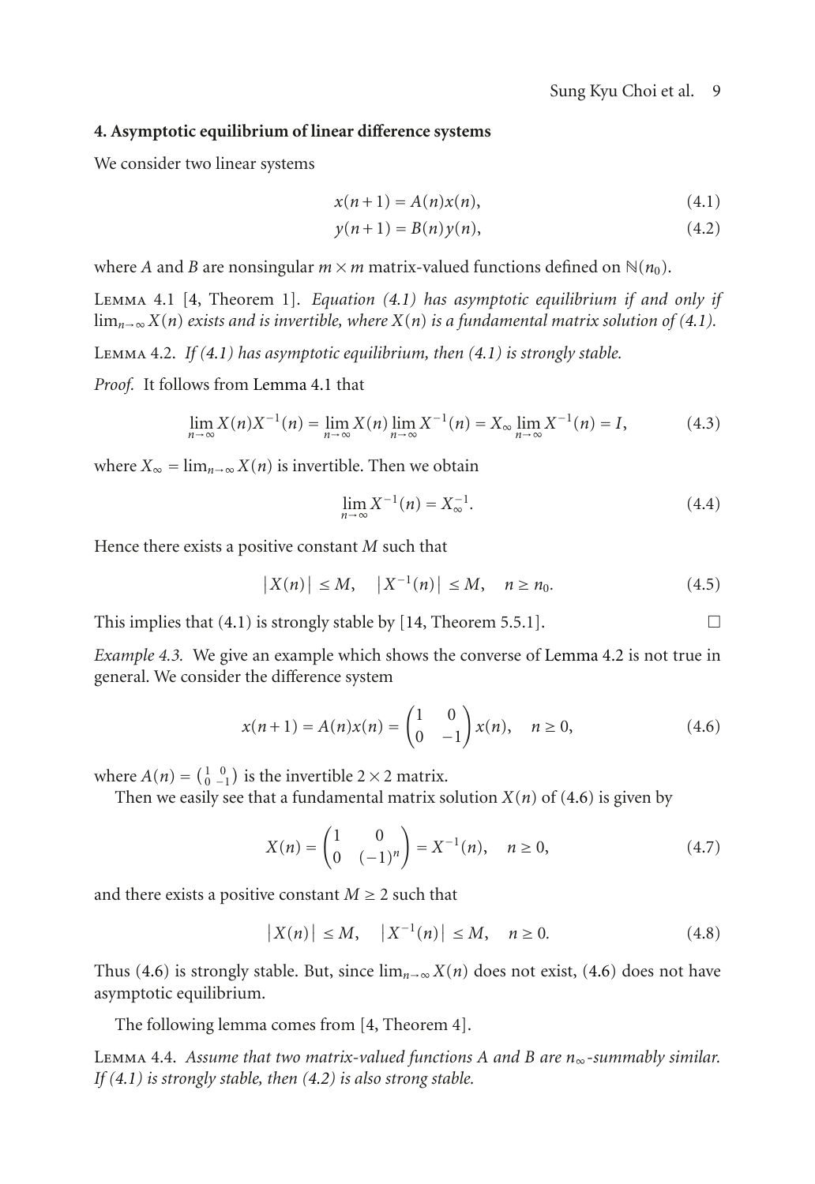## 4. Asymptotic equilibrium of linear difference systems

We consider two linear systems

$$x(n+1) = A(n)x(n), \tag{4.1}$$

$$y(n+1) = B(n)y(n), \tag{4.2}$$

where $A$ and $B$ are nonsingular $m \times m$ matrix-valued functions defined on $\mathbb{N}(n_0)$.

Lemma 4.1 [4, Theorem 1]. *Equation (4.1) has asymptotic equilibrium if and only if $\lim_{n\to\infty} X(n)$ exists and is invertible, where $X(n)$ is a fundamental matrix solution of (4.1).*

Lemma 4.2. *If (4.1) has asymptotic equilibrium, then (4.1) is strongly stable.*

*Proof.* It follows from Lemma 4.1 that

$$\lim_{n\to\infty} X(n)X^{-1}(n) = \lim_{n\to\infty} X(n) \lim_{n\to\infty} X^{-1}(n) = X_\infty \lim_{n\to\infty} X^{-1}(n) = I, \tag{4.3}$$

where $X_\infty = \lim_{n\to\infty} X(n)$ is invertible. Then we obtain

$$\lim_{n\to\infty} X^{-1}(n) = X_\infty^{-1}. \tag{4.4}$$

Hence there exists a positive constant $M$ such that

$$|X(n)| \le M, \quad |X^{-1}(n)| \le M, \quad n \ge n_0. \tag{4.5}$$

This implies that (4.1) is strongly stable by [14, Theorem 5.5.1]. □

*Example 4.3.* We give an example which shows the converse of Lemma 4.2 is not true in general. We consider the difference system

$$x(n+1) = A(n)x(n) = \begin{pmatrix} 1 & 0 \\ 0 & -1 \end{pmatrix} x(n), \quad n \ge 0, \tag{4.6}$$

where $A(n) = \left(\begin{smallmatrix} 1 & 0 \\ 0 & -1 \end{smallmatrix}\right)$ is the invertible $2 \times 2$ matrix.

Then we easily see that a fundamental matrix solution $X(n)$ of (4.6) is given by

$$X(n) = \begin{pmatrix} 1 & 0 \\ 0 & (-1)^n \end{pmatrix} = X^{-1}(n), \quad n \ge 0, \tag{4.7}$$

and there exists a positive constant $M \ge 2$ such that

$$|X(n)| \le M, \quad |X^{-1}(n)| \le M, \quad n \ge 0. \tag{4.8}$$

Thus (4.6) is strongly stable. But, since $\lim_{n\to\infty} X(n)$ does not exist, (4.6) does not have asymptotic equilibrium.

The following lemma comes from [4, Theorem 4].

Lemma 4.4. *Assume that two matrix-valued functions $A$ and $B$ are $n_\infty$-summably similar. If (4.1) is strongly stable, then (4.2) is also strong stable.*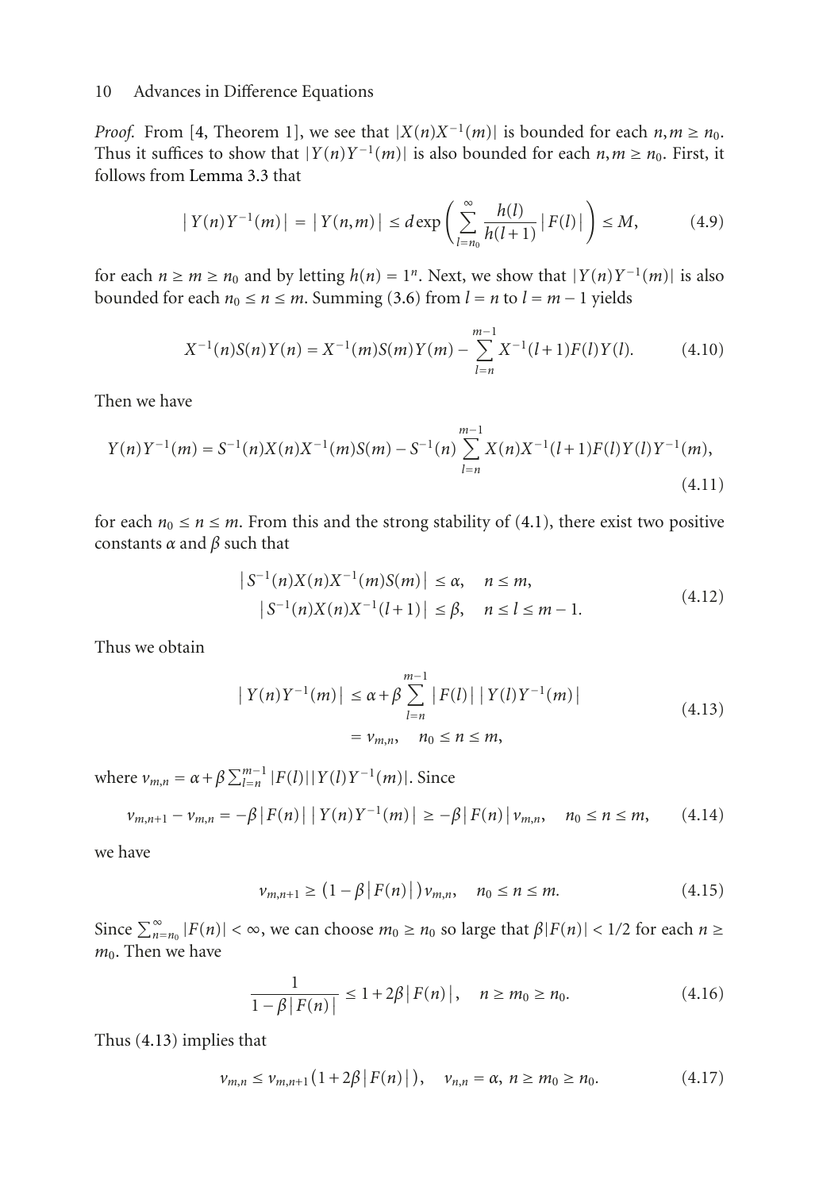*Proof.* From [4, Theorem 1], we see that $|X(n)X^{-1}(m)|$ is bounded for each $n, m \geq n_0$. Thus it suffices to show that $|Y(n)Y^{-1}(m)|$ is also bounded for each $n, m \geq n_0$. First, it follows from Lemma 3.3 that

$$\left| Y(n)Y^{-1}(m) \right| = \left| Y(n,m) \right| \leq d \exp\left( \sum_{l=n_0}^{\infty} \frac{h(l)}{h(l+1)} \left| F(l) \right| \right) \leq M, \tag{4.9}$$

for each $n \geq m \geq n_0$ and by letting $h(n) = 1^n$. Next, we show that $|Y(n)Y^{-1}(m)|$ is also bounded for each $n_0 \leq n \leq m$. Summing (3.6) from $l = n$ to $l = m - 1$ yields

$$X^{-1}(n)S(n)Y(n) = X^{-1}(m)S(m)Y(m) - \sum_{l=n}^{m-1} X^{-1}(l+1)F(l)Y(l). \tag{4.10}$$

Then we have

$$Y(n)Y^{-1}(m) = S^{-1}(n)X(n)X^{-1}(m)S(m) - S^{-1}(n) \sum_{l=n}^{m-1} X(n)X^{-1}(l+1)F(l)Y(l)Y^{-1}(m), \tag{4.11}$$

for each $n_0 \leq n \leq m$. From this and the strong stability of (4.1), there exist two positive constants $\alpha$ and $\beta$ such that

$$\begin{aligned} \left| S^{-1}(n)X(n)X^{-1}(m)S(m) \right| &\leq \alpha, \quad n \leq m, \\ \left| S^{-1}(n)X(n)X^{-1}(l+1) \right| &\leq \beta, \quad n \leq l \leq m-1. \end{aligned} \tag{4.12}$$

Thus we obtain

$$\begin{aligned} \left| Y(n)Y^{-1}(m) \right| &\leq \alpha + \beta \sum_{l=n}^{m-1} \left| F(l) \right| \left| Y(l)Y^{-1}(m) \right| \\ &= v_{m,n}, \quad n_0 \leq n \leq m, \end{aligned} \tag{4.13}$$

where $v_{m,n} = \alpha + \beta \sum_{l=n}^{m-1} |F(l)||Y(l)Y^{-1}(m)|$. Since

$$v_{m,n+1} - v_{m,n} = -\beta \left| F(n) \right| \left| Y(n)Y^{-1}(m) \right| \geq -\beta \left| F(n) \right| v_{m,n}, \quad n_0 \leq n \leq m, \tag{4.14}$$

we have

$$v_{m,n+1} \geq \left( 1 - \beta \left| F(n) \right| \right) v_{m,n}, \quad n_0 \leq n \leq m. \tag{4.15}$$

Since $\sum_{n=n_0}^{\infty} |F(n)| < \infty$, we can choose $m_0 \geq n_0$ so large that $\beta|F(n)| < 1/2$ for each $n \geq m_0$. Then we have

$$\frac{1}{1 - \beta \left| F(n) \right|} \leq 1 + 2\beta \left| F(n) \right|, \quad n \geq m_0 \geq n_0. \tag{4.16}$$

Thus (4.13) implies that

$$v_{m,n} \leq v_{m,n+1} \left( 1 + 2\beta \left| F(n) \right| \right), \quad v_{n,n} = \alpha, \ n \geq m_0 \geq n_0. \tag{4.17}$$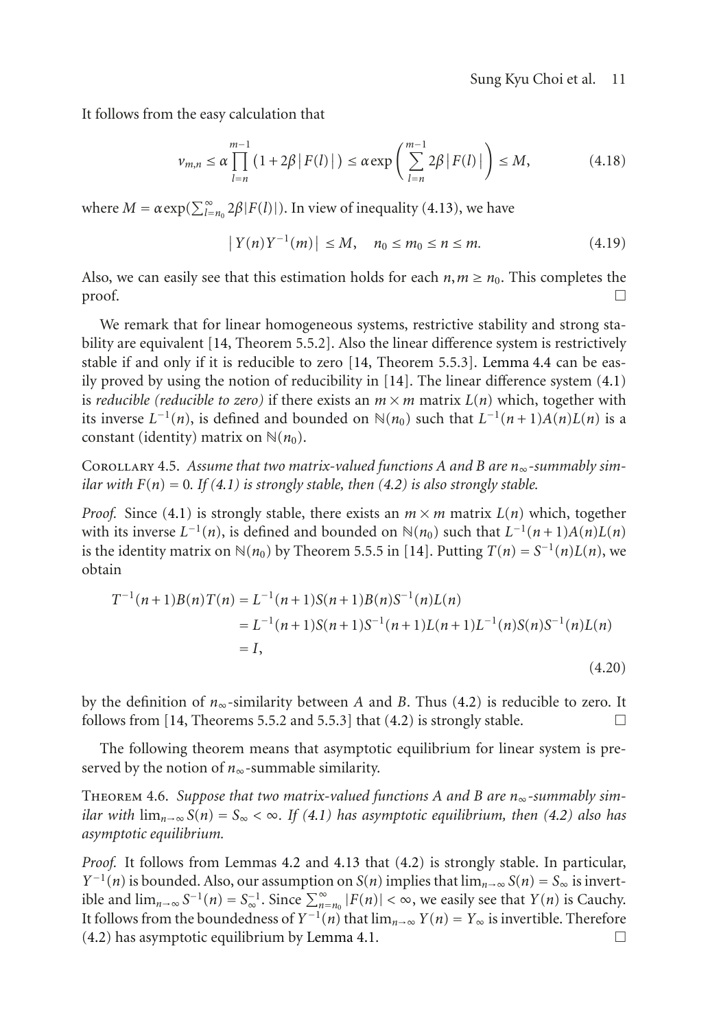It follows from the easy calculation that

$$v_{m,n} \le \alpha \prod_{l=n}^{m-1} \left(1 + 2\beta |F(l)|\right) \le \alpha \exp\left(\sum_{l=n}^{m-1} 2\beta |F(l)|\right) \le M, \tag{4.18}$$

where $M = \alpha \exp(\sum_{l=n_0}^{\infty} 2\beta |F(l)|)$. In view of inequality (4.13), we have

$$|Y(n)Y^{-1}(m)| \le M, \quad n_0 \le m_0 \le n \le m. \tag{4.19}$$

Also, we can easily see that this estimation holds for each $n, m \ge n_0$. This completes the proof. □

We remark that for linear homogeneous systems, restrictive stability and strong stability are equivalent [14, Theorem 5.5.2]. Also the linear difference system is restrictively stable if and only if it is reducible to zero [14, Theorem 5.5.3]. Lemma 4.4 can be easily proved by using the notion of reducibility in [14]. The linear difference system (4.1) is *reducible (reducible to zero)* if there exists an $m \times m$ matrix $L(n)$ which, together with its inverse $L^{-1}(n)$, is defined and bounded on $\mathbb{N}(n_0)$ such that $L^{-1}(n+1)A(n)L(n)$ is a constant (identity) matrix on $\mathbb{N}(n_0)$.

Corollary 4.5. *Assume that two matrix-valued functions A and B are $n_\infty$-summably similar with $F(n) = 0$. If (4.1) is strongly stable, then (4.2) is also strongly stable.*

*Proof.* Since (4.1) is strongly stable, there exists an $m \times m$ matrix $L(n)$ which, together with its inverse $L^{-1}(n)$, is defined and bounded on $\mathbb{N}(n_0)$ such that $L^{-1}(n+1)A(n)L(n)$ is the identity matrix on $\mathbb{N}(n_0)$ by Theorem 5.5.5 in [14]. Putting $T(n) = S^{-1}(n)L(n)$, we obtain

$$\begin{aligned}
T^{-1}(n+1)B(n)T(n) &= L^{-1}(n+1)S(n+1)B(n)S^{-1}(n)L(n) \\
&= L^{-1}(n+1)S(n+1)S^{-1}(n+1)L(n+1)L^{-1}(n)S(n)S^{-1}(n)L(n) \\
&= I,
\end{aligned} \tag{4.20}$$

by the definition of $n_\infty$-similarity between $A$ and $B$. Thus (4.2) is reducible to zero. It follows from [14, Theorems 5.5.2 and 5.5.3] that (4.2) is strongly stable. □

The following theorem means that asymptotic equilibrium for linear system is preserved by the notion of $n_\infty$-summable similarity.

Theorem 4.6. *Suppose that two matrix-valued functions A and B are $n_\infty$-summably similar with $\lim_{n\to\infty} S(n) = S_\infty < \infty$. If (4.1) has asymptotic equilibrium, then (4.2) also has asymptotic equilibrium.*

*Proof.* It follows from Lemmas 4.2 and 4.13 that (4.2) is strongly stable. In particular, $Y^{-1}(n)$ is bounded. Also, our assumption on $S(n)$ implies that $\lim_{n\to\infty} S(n) = S_\infty$ is invertible and $\lim_{n\to\infty} S^{-1}(n) = S_\infty^{-1}$. Since $\sum_{n=n_0}^{\infty} |F(n)| < \infty$, we easily see that $Y(n)$ is Cauchy. It follows from the boundedness of $Y^{-1}(n)$ that $\lim_{n\to\infty} Y(n) = Y_\infty$ is invertible. Therefore (4.2) has asymptotic equilibrium by Lemma 4.1. □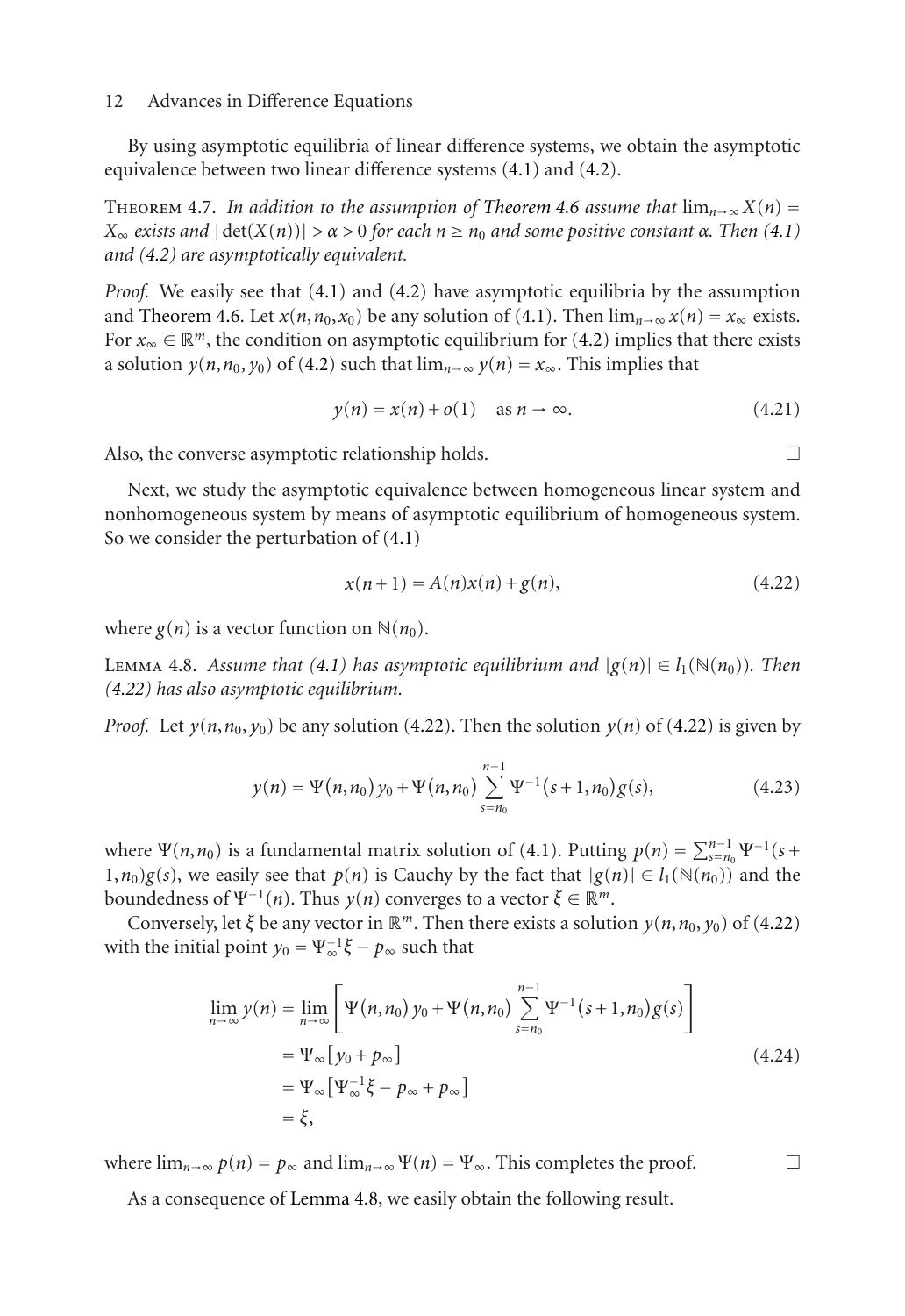By using asymptotic equilibria of linear difference systems, we obtain the asymptotic equivalence between two linear difference systems (4.1) and (4.2).

**Theorem 4.7.** *In addition to the assumption of Theorem 4.6 assume that* $\lim_{n\to\infty} X(n) = X_\infty$ *exists and* $|\det(X(n))| > \alpha > 0$ *for each* $n \geq n_0$ *and some positive constant* $\alpha$*. Then (4.1) and (4.2) are asymptotically equivalent.*

*Proof.* We easily see that (4.1) and (4.2) have asymptotic equilibria by the assumption and Theorem 4.6. Let $x(n, n_0, x_0)$ be any solution of (4.1). Then $\lim_{n\to\infty} x(n) = x_\infty$ exists. For $x_\infty \in \mathbb{R}^m$, the condition on asymptotic equilibrium for (4.2) implies that there exists a solution $y(n, n_0, y_0)$ of (4.2) such that $\lim_{n\to\infty} y(n) = x_\infty$. This implies that

$$y(n) = x(n) + o(1) \quad \text{as } n \to \infty. \tag{4.21}$$

Also, the converse asymptotic relationship holds. □

Next, we study the asymptotic equivalence between homogeneous linear system and nonhomogeneous system by means of asymptotic equilibrium of homogeneous system. So we consider the perturbation of (4.1)

$$x(n+1) = A(n)x(n) + g(n), \tag{4.22}$$

where $g(n)$ is a vector function on $\mathbb{N}(n_0)$.

**Lemma 4.8.** *Assume that (4.1) has asymptotic equilibrium and* $|g(n)| \in l_1(\mathbb{N}(n_0))$*. Then (4.22) has also asymptotic equilibrium.*

*Proof.* Let $y(n, n_0, y_0)$ be any solution (4.22). Then the solution $y(n)$ of (4.22) is given by

$$y(n) = \Psi(n, n_0)y_0 + \Psi(n, n_0)\sum_{s=n_0}^{n-1} \Psi^{-1}(s+1, n_0)g(s), \tag{4.23}$$

where $\Psi(n, n_0)$ is a fundamental matrix solution of (4.1). Putting $p(n) = \sum_{s=n_0}^{n-1} \Psi^{-1}(s+1, n_0)g(s)$, we easily see that $p(n)$ is Cauchy by the fact that $|g(n)| \in l_1(\mathbb{N}(n_0))$ and the boundedness of $\Psi^{-1}(n)$. Thus $y(n)$ converges to a vector $\xi \in \mathbb{R}^m$.

Conversely, let $\xi$ be any vector in $\mathbb{R}^m$. Then there exists a solution $y(n, n_0, y_0)$ of (4.22) with the initial point $y_0 = \Psi_\infty^{-1}\xi - p_\infty$ such that

$$\begin{aligned}
\lim_{n\to\infty} y(n) &= \lim_{n\to\infty}\left[\Psi(n, n_0)y_0 + \Psi(n, n_0)\sum_{s=n_0}^{n-1} \Psi^{-1}(s+1, n_0)g(s)\right] \\
&= \Psi_\infty\left[y_0 + p_\infty\right] \\
&= \Psi_\infty\left[\Psi_\infty^{-1}\xi - p_\infty + p_\infty\right] \\
&= \xi,
\end{aligned} \tag{4.24}$$

where $\lim_{n\to\infty} p(n) = p_\infty$ and $\lim_{n\to\infty} \Psi(n) = \Psi_\infty$. This completes the proof. □

As a consequence of Lemma 4.8, we easily obtain the following result.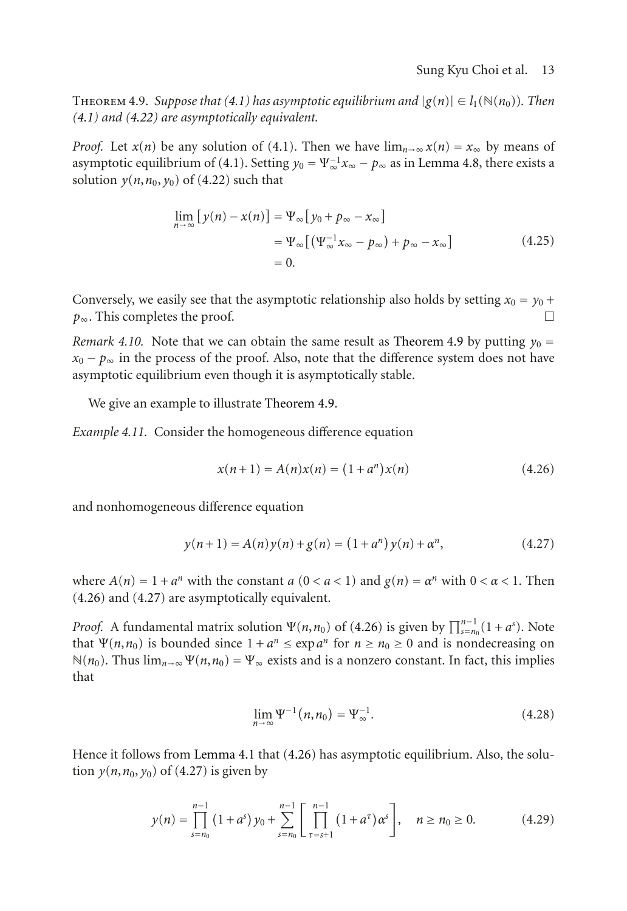Theorem 4.9. *Suppose that (4.1) has asymptotic equilibrium and $|g(n)| \in l_1(\mathbb{N}(n_0))$. Then (4.1) and (4.22) are asymptotically equivalent.*

*Proof.* Let $x(n)$ be any solution of (4.1). Then we have $\lim_{n\to\infty} x(n) = x_\infty$ by means of asymptotic equilibrium of (4.1). Setting $y_0 = \Psi_\infty^{-1} x_\infty - p_\infty$ as in Lemma 4.8, there exists a solution $y(n, n_0, y_0)$ of (4.22) such that

$$\begin{aligned}
\lim_{n\to\infty} \left[ y(n) - x(n) \right] &= \Psi_\infty \left[ y_0 + p_\infty - x_\infty \right] \\
&= \Psi_\infty \left[ \left( \Psi_\infty^{-1} x_\infty - p_\infty \right) + p_\infty - x_\infty \right] \\
&= 0.
\end{aligned} \tag{4.25}$$

Conversely, we easily see that the asymptotic relationship also holds by setting $x_0 = y_0 + p_\infty$. This completes the proof. $\square$

*Remark 4.10.* Note that we can obtain the same result as Theorem 4.9 by putting $y_0 = x_0 - p_\infty$ in the process of the proof. Also, note that the difference system does not have asymptotic equilibrium even though it is asymptotically stable.

We give an example to illustrate Theorem 4.9.

*Example 4.11.* Consider the homogeneous difference equation

$$x(n+1) = A(n)x(n) = \left(1 + a^n\right) x(n) \tag{4.26}$$

and nonhomogeneous difference equation

$$y(n+1) = A(n)y(n) + g(n) = \left(1 + a^n\right) y(n) + \alpha^n, \tag{4.27}$$

where $A(n) = 1 + a^n$ with the constant $a$ $(0 < a < 1)$ and $g(n) = \alpha^n$ with $0 < \alpha < 1$. Then (4.26) and (4.27) are asymptotically equivalent.

*Proof.* A fundamental matrix solution $\Psi(n, n_0)$ of (4.26) is given by $\prod_{s=n_0}^{n-1} (1 + a^s)$. Note that $\Psi(n, n_0)$ is bounded since $1 + a^n \le \exp a^n$ for $n \ge n_0 \ge 0$ and is nondecreasing on $\mathbb{N}(n_0)$. Thus $\lim_{n\to\infty} \Psi(n, n_0) = \Psi_\infty$ exists and is a nonzero constant. In fact, this implies that

$$\lim_{n\to\infty} \Psi^{-1}\left(n, n_0\right) = \Psi_\infty^{-1}. \tag{4.28}$$

Hence it follows from Lemma 4.1 that (4.26) has asymptotic equilibrium. Also, the solution $y(n, n_0, y_0)$ of (4.27) is given by

$$y(n) = \prod_{s=n_0}^{n-1} \left(1 + a^s\right) y_0 + \sum_{s=n_0}^{n-1} \left[ \prod_{\tau=s+1}^{n-1} \left(1 + a^\tau\right) \alpha^s \right], \quad n \ge n_0 \ge 0. \tag{4.29}$$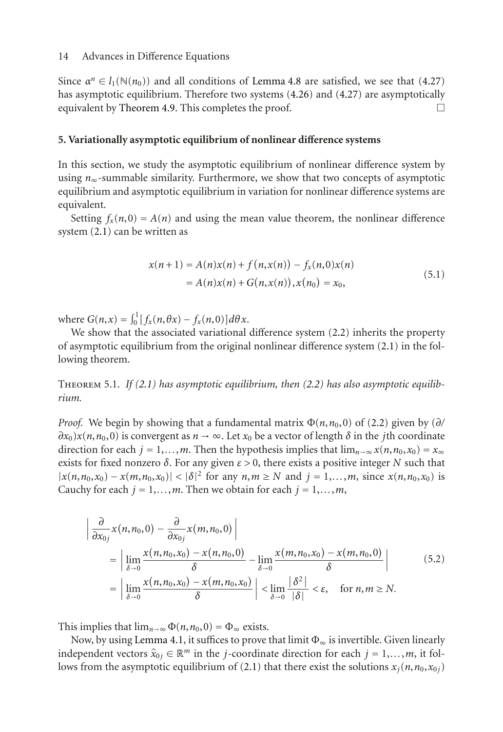Since $\alpha^n \in l_1(\mathbb{N}(n_0))$ and all conditions of Lemma 4.8 are satisfied, we see that (4.27) has asymptotic equilibrium. Therefore two systems (4.26) and (4.27) are asymptotically equivalent by Theorem 4.9. This completes the proof. □

## 5. Variationally asymptotic equilibrium of nonlinear difference systems

In this section, we study the asymptotic equilibrium of nonlinear difference system by using $n_\infty$-summable similarity. Furthermore, we show that two concepts of asymptotic equilibrium and asymptotic equilibrium in variation for nonlinear difference systems are equivalent.

Setting $f_x(n,0) = A(n)$ and using the mean value theorem, the nonlinear difference system (2.1) can be written as

$$
\begin{aligned}
x(n+1) &= A(n)x(n) + f(n,x(n)) - f_x(n,0)x(n) \\
&= A(n)x(n) + G(n,x(n)), x(n_0) = x_0,
\end{aligned}
\tag{5.1}
$$

where $G(n,x) = \int_0^1 [f_x(n,\theta x) - f_x(n,0)]d\theta x$.

We show that the associated variational difference system (2.2) inherits the property of asymptotic equilibrium from the original nonlinear difference system (2.1) in the following theorem.

**Theorem 5.1.** *If (2.1) has asymptotic equilibrium, then (2.2) has also asymptotic equilibrium.*

*Proof.* We begin by showing that a fundamental matrix $\Phi(n,n_0,0)$ of (2.2) given by $(\partial/\partial x_0)x(n,n_0,0)$ is convergent as $n \to \infty$. Let $x_0$ be a vector of length $\delta$ in the $j$th coordinate direction for each $j = 1,\ldots,m$. Then the hypothesis implies that $\lim_{n\to\infty} x(n,n_0,x_0) = x_\infty$ exists for fixed nonzero $\delta$. For any given $\varepsilon > 0$, there exists a positive integer $N$ such that $|x(n,n_0,x_0) - x(m,n_0,x_0)| < |\delta|^2$ for any $n,m \geq N$ and $j = 1,\ldots,m$, since $x(n,n_0,x_0)$ is Cauchy for each $j = 1,\ldots,m$. Then we obtain for each $j = 1,\ldots,m$,

$$
\begin{aligned}
&\left| \frac{\partial}{\partial x_{0j}} x(n,n_0,0) - \frac{\partial}{\partial x_{0j}} x(m,n_0,0) \right| \\
&\quad = \left| \lim_{\delta\to 0} \frac{x(n,n_0,x_0) - x(n,n_0,0)}{\delta} - \lim_{\delta\to 0} \frac{x(m,n_0,x_0) - x(m,n_0,0)}{\delta} \right| \\
&\quad = \left| \lim_{\delta\to 0} \frac{x(n,n_0,x_0) - x(m,n_0,x_0)}{\delta} \right| < \lim_{\delta\to 0} \frac{|\delta^2|}{|\delta|} < \varepsilon, \quad \text{for } n,m \geq N.
\end{aligned}
\tag{5.2}
$$

This implies that $\lim_{n\to\infty} \Phi(n,n_0,0) = \Phi_\infty$ exists.

Now, by using Lemma 4.1, it suffices to prove that limit $\Phi_\infty$ is invertible. Given linearly independent vectors $\hat{x}_{0j} \in \mathbb{R}^m$ in the $j$-coordinate direction for each $j = 1,\ldots,m$, it follows from the asymptotic equilibrium of (2.1) that there exist the solutions $x_j(n,n_0,x_{0j})$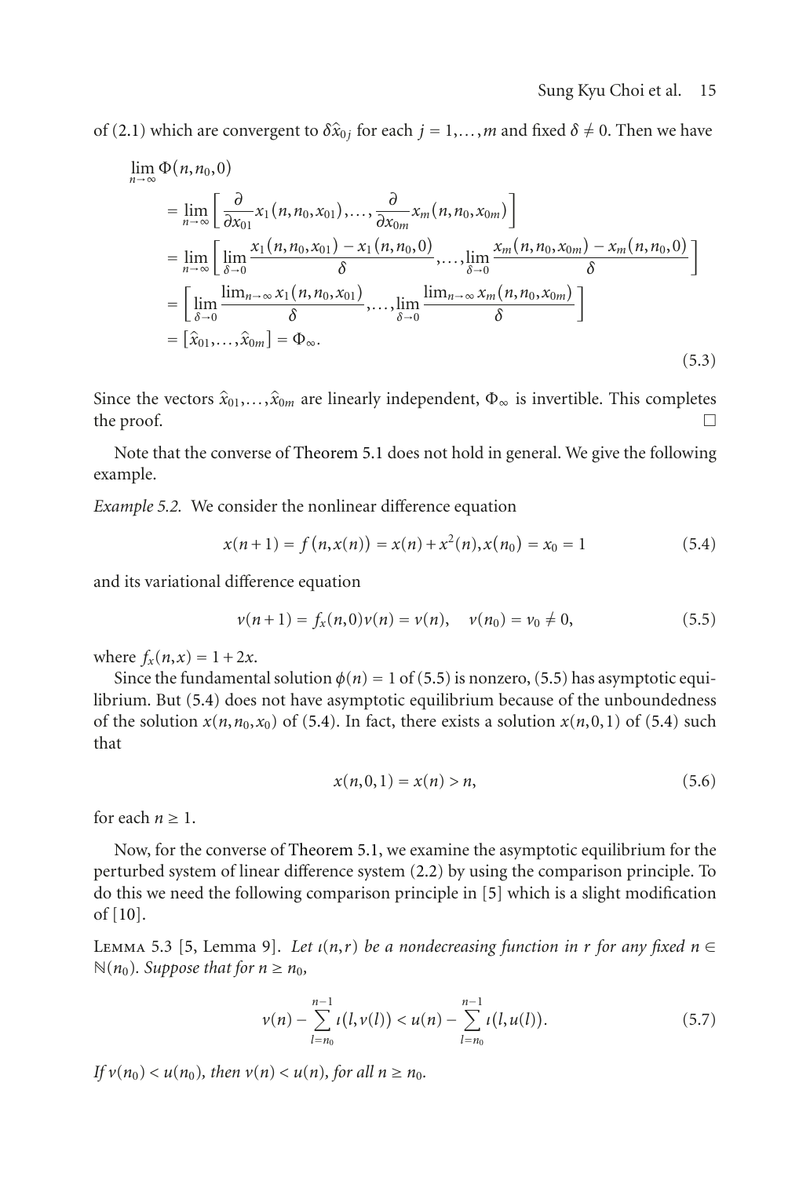of (2.1) which are convergent to $\delta\hat{x}_{0j}$ for each $j = 1,\dots,m$ and fixed $\delta \neq 0$. Then we have

$$
\begin{aligned}
&\lim_{n\to\infty}\Phi(n,n_0,0)\\
&\quad= \lim_{n\to\infty}\left[\frac{\partial}{\partial x_{01}}x_1(n,n_0,x_{01}),\dots,\frac{\partial}{\partial x_{0m}}x_m(n,n_0,x_{0m})\right]\\
&\quad= \lim_{n\to\infty}\left[\lim_{\delta\to 0}\frac{x_1(n,n_0,x_{01})-x_1(n,n_0,0)}{\delta},\dots,\lim_{\delta\to 0}\frac{x_m(n,n_0,x_{0m})-x_m(n,n_0,0)}{\delta}\right]\\
&\quad= \left[\lim_{\delta\to 0}\frac{\lim_{n\to\infty}x_1(n,n_0,x_{01})}{\delta},\dots,\lim_{\delta\to 0}\frac{\lim_{n\to\infty}x_m(n,n_0,x_{0m})}{\delta}\right]\\
&\quad= \left[\hat{x}_{01},\dots,\hat{x}_{0m}\right] = \Phi_\infty.
\end{aligned}
\tag{5.3}
$$

Since the vectors $\hat{x}_{01},\dots,\hat{x}_{0m}$ are linearly independent, $\Phi_\infty$ is invertible. This completes the proof. □

Note that the converse of Theorem 5.1 does not hold in general. We give the following example.

*Example 5.2.* We consider the nonlinear difference equation

$$
x(n+1) = f(n,x(n)) = x(n) + x^2(n),\; x(n_0) = x_0 = 1 \tag{5.4}
$$

and its variational difference equation

$$
v(n+1) = f_x(n,0)v(n) = v(n), \quad v(n_0) = v_0 \neq 0, \tag{5.5}
$$

where $f_x(n,x) = 1 + 2x$.

Since the fundamental solution $\phi(n) = 1$ of (5.5) is nonzero, (5.5) has asymptotic equilibrium. But (5.4) does not have asymptotic equilibrium because of the unboundedness of the solution $x(n,n_0,x_0)$ of (5.4). In fact, there exists a solution $x(n,0,1)$ of (5.4) such that

$$
x(n,0,1) = x(n) > n, \tag{5.6}
$$

for each $n \geq 1$.

Now, for the converse of Theorem 5.1, we examine the asymptotic equilibrium for the perturbed system of linear difference system (2.2) by using the comparison principle. To do this we need the following comparison principle in [5] which is a slight modification of [10].

Lemma 5.3 [5, Lemma 9]. *Let $\iota(n,r)$ be a nondecreasing function in $r$ for any fixed $n \in \mathbb{N}(n_0)$. Suppose that for $n \geq n_0$,*

$$
v(n) - \sum_{l=n_0}^{n-1}\iota(l,v(l)) < u(n) - \sum_{l=n_0}^{n-1}\iota(l,u(l)). \tag{5.7}
$$

*If $v(n_0) < u(n_0)$, then $v(n) < u(n)$, for all $n \geq n_0$.*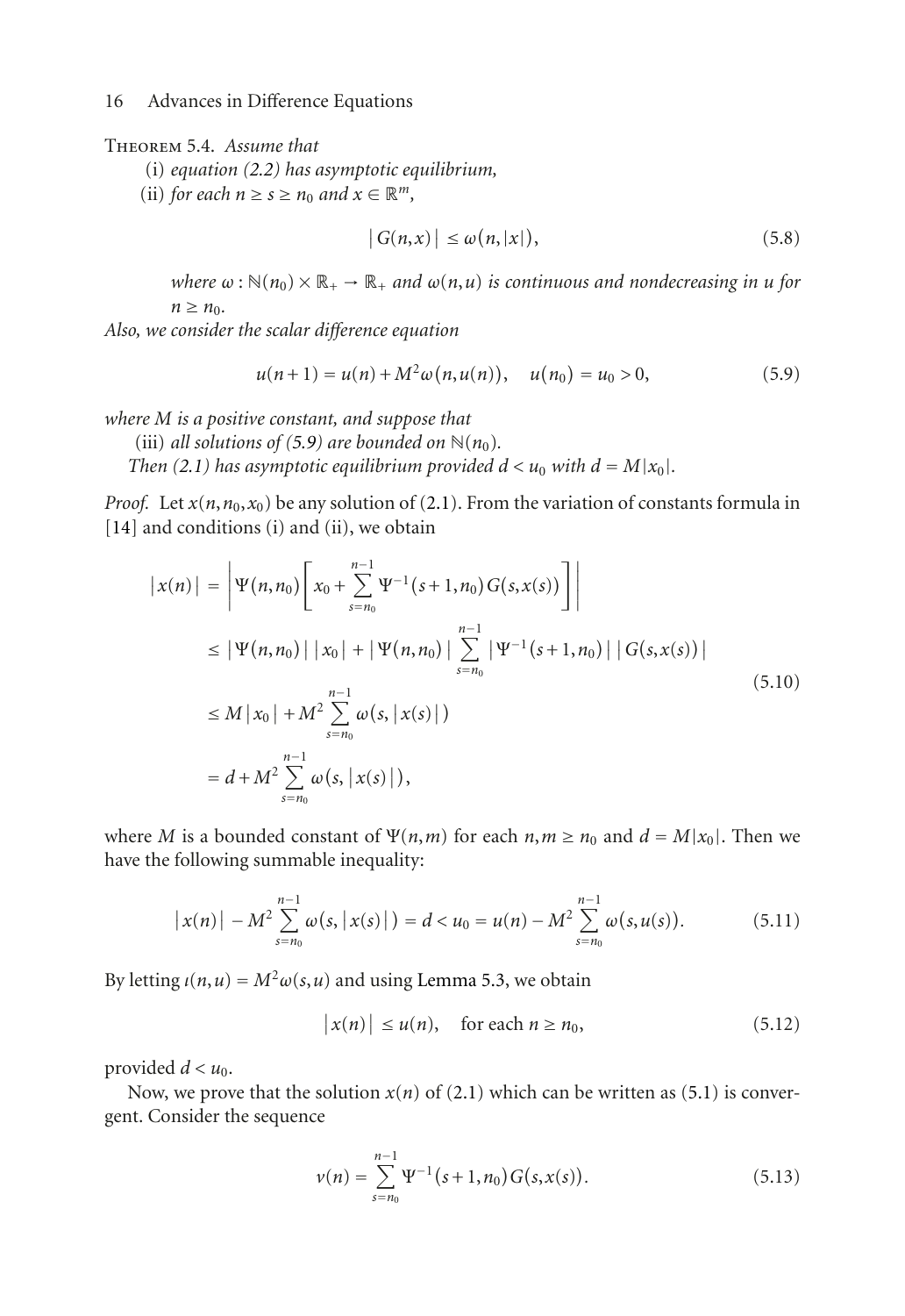**Theorem 5.4.** *Assume that*

(i) *equation (2.2) has asymptotic equilibrium,*

(ii) *for each $n \geq s \geq n_0$ and $x \in \mathbb{R}^m$,*

$$|G(n,x)| \leq \omega(n,|x|), \tag{5.8}$$

*where $\omega : \mathbb{N}(n_0) \times \mathbb{R}_+ \to \mathbb{R}_+$ and $\omega(n,u)$ is continuous and nondecreasing in $u$ for $n \geq n_0$.*

*Also, we consider the scalar difference equation*

$$u(n+1) = u(n) + M^2\omega(n,u(n)), \quad u(n_0) = u_0 > 0, \tag{5.9}$$

*where $M$ is a positive constant, and suppose that*

(iii) *all solutions of (5.9) are bounded on $\mathbb{N}(n_0)$.*

*Then (2.1) has asymptotic equilibrium provided $d < u_0$ with $d = M|x_0|$.*

*Proof.* Let $x(n,n_0,x_0)$ be any solution of (2.1). From the variation of constants formula in [14] and conditions (i) and (ii), we obtain

$$\begin{aligned}
|x(n)| &= \left| \Psi(n,n_0)\left[ x_0 + \sum_{s=n_0}^{n-1} \Psi^{-1}(s+1,n_0)G(s,x(s)) \right] \right| \\
&\leq |\Psi(n,n_0)||x_0| + |\Psi(n,n_0)| \sum_{s=n_0}^{n-1} |\Psi^{-1}(s+1,n_0)||G(s,x(s))| \\
&\leq M|x_0| + M^2 \sum_{s=n_0}^{n-1} \omega(s,|x(s)|) \\
&= d + M^2 \sum_{s=n_0}^{n-1} \omega(s,|x(s)|),
\end{aligned} \tag{5.10}$$

where $M$ is a bounded constant of $\Psi(n,m)$ for each $n,m \geq n_0$ and $d = M|x_0|$. Then we have the following summable inequality:

$$|x(n)| - M^2 \sum_{s=n_0}^{n-1} \omega(s,|x(s)|) = d < u_0 = u(n) - M^2 \sum_{s=n_0}^{n-1} \omega(s,u(s)). \tag{5.11}$$

By letting $\iota(n,u) = M^2\omega(s,u)$ and using Lemma 5.3, we obtain

$$|x(n)| \leq u(n), \quad \text{for each } n \geq n_0, \tag{5.12}$$

provided $d < u_0$.

Now, we prove that the solution $x(n)$ of (2.1) which can be written as (5.1) is convergent. Consider the sequence

$$v(n) = \sum_{s=n_0}^{n-1} \Psi^{-1}(s+1,n_0)G(s,x(s)). \tag{5.13}$$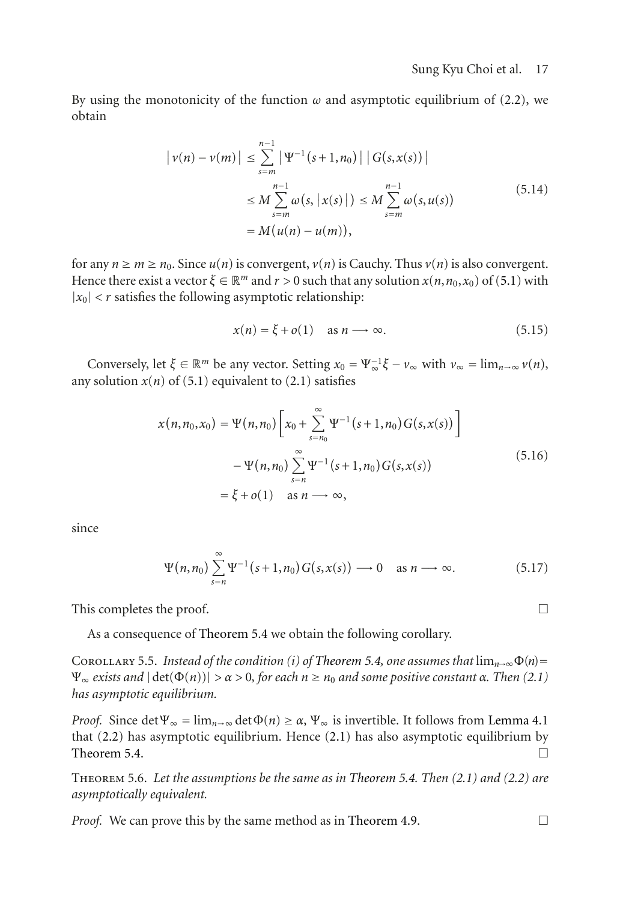By using the monotonicity of the function $\omega$ and asymptotic equilibrium of (2.2), we obtain

$$\begin{aligned}
|v(n)-v(m)| &\le \sum_{s=m}^{n-1} \left|\Psi^{-1}(s+1,n_0)\right| \left|G(s,x(s))\right| \\
&\le M\sum_{s=m}^{n-1}\omega(s,|x(s)|) \le M\sum_{s=m}^{n-1}\omega(s,u(s)) \\
&= M(u(n)-u(m)),
\end{aligned} \tag{5.14}$$

for any $n \ge m \ge n_0$. Since $u(n)$ is convergent, $v(n)$ is Cauchy. Thus $v(n)$ is also convergent. Hence there exist a vector $\xi \in \mathbb{R}^m$ and $r > 0$ such that any solution $x(n,n_0,x_0)$ of (5.1) with $|x_0| < r$ satisfies the following asymptotic relationship:

$$x(n) = \xi + o(1) \quad \text{as } n \longrightarrow \infty. \tag{5.15}$$

Conversely, let $\xi \in \mathbb{R}^m$ be any vector. Setting $x_0 = \Psi_\infty^{-1}\xi - v_\infty$ with $v_\infty = \lim_{n\to\infty} v(n)$, any solution $x(n)$ of (5.1) equivalent to (2.1) satisfies

$$\begin{aligned}
x(n,n_0,x_0) &= \Psi(n,n_0)\left[x_0 + \sum_{s=n_0}^{\infty}\Psi^{-1}(s+1,n_0)G(s,x(s))\right] \\
&\quad - \Psi(n,n_0)\sum_{s=n}^{\infty}\Psi^{-1}(s+1,n_0)G(s,x(s)) \\
&= \xi + o(1) \quad \text{as } n \longrightarrow \infty,
\end{aligned} \tag{5.16}$$

since

$$\Psi(n,n_0)\sum_{s=n}^{\infty}\Psi^{-1}(s+1,n_0)G(s,x(s)) \longrightarrow 0 \quad \text{as } n \longrightarrow \infty. \tag{5.17}$$

This completes the proof. □

As a consequence of Theorem 5.4 we obtain the following corollary.

Corollary 5.5. *Instead of the condition (i) of Theorem 5.4, one assumes that* $\lim_{n\to\infty}\Phi(n) = \Psi_\infty$ *exists and* $|\det(\Phi(n))| > \alpha > 0$, *for each* $n \ge n_0$ *and some positive constant* $\alpha$. *Then (2.1) has asymptotic equilibrium.*

*Proof.* Since $\det\Psi_\infty = \lim_{n\to\infty}\det\Phi(n) \ge \alpha$, $\Psi_\infty$ is invertible. It follows from Lemma 4.1 that (2.2) has asymptotic equilibrium. Hence (2.1) has also asymptotic equilibrium by Theorem 5.4. □

Theorem 5.6. *Let the assumptions be the same as in Theorem 5.4. Then (2.1) and (2.2) are asymptotically equivalent.*

*Proof.* We can prove this by the same method as in Theorem 4.9. □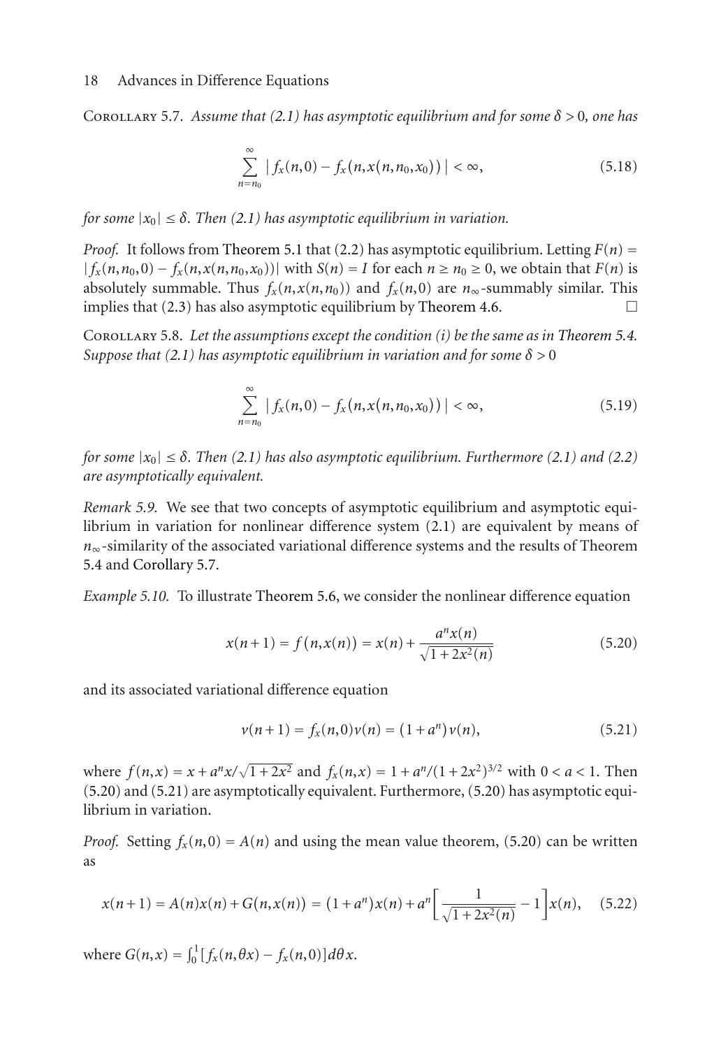Corollary 5.7. *Assume that (2.1) has asymptotic equilibrium and for some $\delta > 0$, one has*

$$\sum_{n=n_0}^{\infty} \left| f_x(n,0) - f_x(n,x(n,n_0,x_0)) \right| < \infty, \tag{5.18}$$

*for some $|x_0| \le \delta$. Then (2.1) has asymptotic equilibrium in variation.*

*Proof.* It follows from Theorem 5.1 that (2.2) has asymptotic equilibrium. Letting $F(n) = |f_x(n,n_0,0) - f_x(n,x(n,n_0,x_0))|$ with $S(n) = I$ for each $n \ge n_0 \ge 0$, we obtain that $F(n)$ is absolutely summable. Thus $f_x(n,x(n,n_0))$ and $f_x(n,0)$ are $n_\infty$-summably similar. This implies that (2.3) has also asymptotic equilibrium by Theorem 4.6. □

Corollary 5.8. *Let the assumptions except the condition (i) be the same as in Theorem 5.4. Suppose that (2.1) has asymptotic equilibrium in variation and for some $\delta > 0$*

$$\sum_{n=n_0}^{\infty} \left| f_x(n,0) - f_x(n,x(n,n_0,x_0)) \right| < \infty, \tag{5.19}$$

*for some $|x_0| \le \delta$. Then (2.1) has also asymptotic equilibrium. Furthermore (2.1) and (2.2) are asymptotically equivalent.*

*Remark 5.9.* We see that two concepts of asymptotic equilibrium and asymptotic equilibrium in variation for nonlinear difference system (2.1) are equivalent by means of $n_\infty$-similarity of the associated variational difference systems and the results of Theorem 5.4 and Corollary 5.7.

*Example 5.10.* To illustrate Theorem 5.6, we consider the nonlinear difference equation

$$x(n+1) = f(n,x(n)) = x(n) + \frac{a^n x(n)}{\sqrt{1+2x^2(n)}} \tag{5.20}$$

and its associated variational difference equation

$$v(n+1) = f_x(n,0)v(n) = (1+a^n)v(n), \tag{5.21}$$

where $f(n,x) = x + a^n x/\sqrt{1+2x^2}$ and $f_x(n,x) = 1 + a^n/(1+2x^2)^{3/2}$ with $0 < a < 1$. Then (5.20) and (5.21) are asymptotically equivalent. Furthermore, (5.20) has asymptotic equilibrium in variation.

*Proof.* Setting $f_x(n,0) = A(n)$ and using the mean value theorem, (5.20) can be written as

$$x(n+1) = A(n)x(n) + G(n,x(n)) = (1+a^n)x(n) + a^n\left[\frac{1}{\sqrt{1+2x^2(n)}} - 1\right]x(n), \tag{5.22}$$

where $G(n,x) = \int_0^1 [f_x(n,\theta x) - f_x(n,0)]\,d\theta\, x$.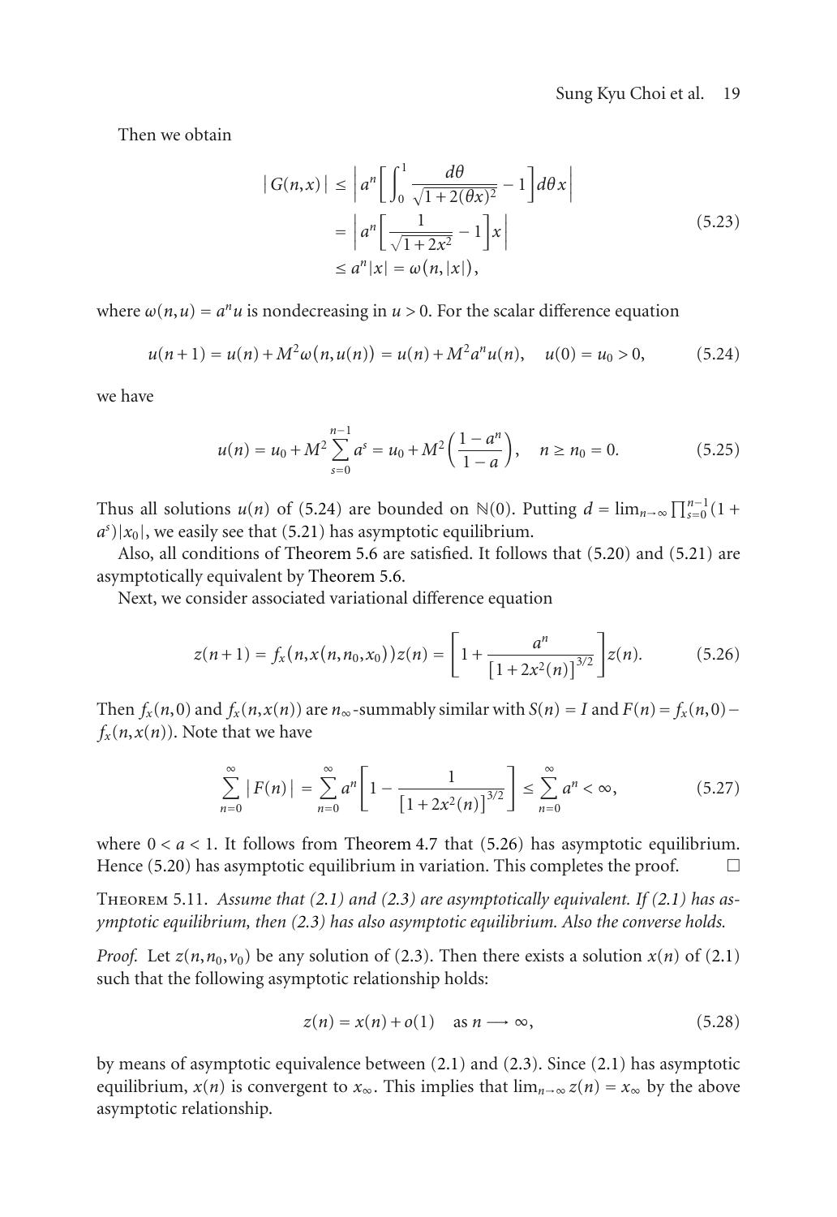Then we obtain

$$
\begin{aligned}
|G(n,x)| &\leq \left| a^n \left[ \int_0^1 \frac{d\theta}{\sqrt{1+2(\theta x)^2}} - 1 \right] d\theta x \right| \\
&= \left| a^n \left[ \frac{1}{\sqrt{1+2x^2}} - 1 \right] x \right| \\
&\leq a^n |x| = \omega(n,|x|),
\end{aligned}
\tag{5.23}
$$

where $\omega(n,u) = a^n u$ is nondecreasing in $u > 0$. For the scalar difference equation

$$
u(n+1) = u(n) + M^2 \omega(n,u(n)) = u(n) + M^2 a^n u(n), \quad u(0) = u_0 > 0, \tag{5.24}
$$

we have

$$
u(n) = u_0 + M^2 \sum_{s=0}^{n-1} a^s = u_0 + M^2 \left( \frac{1-a^n}{1-a} \right), \quad n \geq n_0 = 0. \tag{5.25}
$$

Thus all solutions $u(n)$ of (5.24) are bounded on $\mathbb{N}(0)$. Putting $d = \lim_{n\to\infty} \prod_{s=0}^{n-1}(1 + a^s)|x_0|$, we easily see that (5.21) has asymptotic equilibrium.

Also, all conditions of Theorem 5.6 are satisfied. It follows that (5.20) and (5.21) are asymptotically equivalent by Theorem 5.6.

Next, we consider associated variational difference equation

$$
z(n+1) = f_x(n, x(n,n_0,x_0)) z(n) = \left[ 1 + \frac{a^n}{\left[1+2x^2(n)\right]^{3/2}} \right] z(n). \tag{5.26}
$$

Then $f_x(n,0)$ and $f_x(n,x(n))$ are $n_\infty$-summably similar with $S(n) = I$ and $F(n) = f_x(n,0) - f_x(n,x(n))$. Note that we have

$$
\sum_{n=0}^{\infty} |F(n)| = \sum_{n=0}^{\infty} a^n \left[ 1 - \frac{1}{\left[1+2x^2(n)\right]^{3/2}} \right] \leq \sum_{n=0}^{\infty} a^n < \infty, \tag{5.27}
$$

where $0 < a < 1$. It follows from Theorem 4.7 that (5.26) has asymptotic equilibrium. Hence (5.20) has asymptotic equilibrium in variation. This completes the proof. $\square$

**Theorem 5.11.** *Assume that (2.1) and (2.3) are asymptotically equivalent. If (2.1) has asymptotic equilibrium, then (2.3) has also asymptotic equilibrium. Also the converse holds.*

*Proof.* Let $z(n,n_0,v_0)$ be any solution of (2.3). Then there exists a solution $x(n)$ of (2.1) such that the following asymptotic relationship holds:

$$
z(n) = x(n) + o(1) \quad \text{as } n \longrightarrow \infty, \tag{5.28}
$$

by means of asymptotic equivalence between (2.1) and (2.3). Since (2.1) has asymptotic equilibrium, $x(n)$ is convergent to $x_\infty$. This implies that $\lim_{n\to\infty} z(n) = x_\infty$ by the above asymptotic relationship.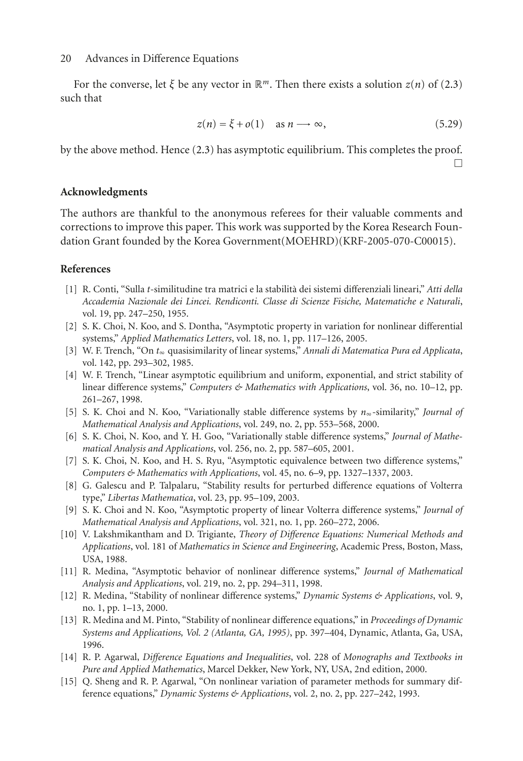For the converse, let $\xi$ be any vector in $\mathbb{R}^m$. Then there exists a solution $z(n)$ of (2.3) such that

$$z(n) = \xi + o(1) \quad \text{as } n \longrightarrow \infty, \tag{5.29}$$

by the above method. Hence (2.3) has asymptotic equilibrium. This completes the proof. □

## Acknowledgments

The authors are thankful to the anonymous referees for their valuable comments and corrections to improve this paper. This work was supported by the Korea Research Foundation Grant founded by the Korea Government(MOEHRD)(KRF-2005-070-C00015).

## References

[1] R. Conti, "Sulla $t$-similitudine tra matrici e la stabilità dei sistemi differenziali lineari," *Atti della Accademia Nazionale dei Lincei. Rendiconti. Classe di Scienze Fisiche, Matematiche e Naturali*, vol. 19, pp. 247–250, 1955.

[2] S. K. Choi, N. Koo, and S. Dontha, "Asymptotic property in variation for nonlinear differential systems," *Applied Mathematics Letters*, vol. 18, no. 1, pp. 117–126, 2005.

[3] W. F. Trench, "On $t_\infty$ quasisimilarity of linear systems," *Annali di Matematica Pura ed Applicata*, vol. 142, pp. 293–302, 1985.

[4] W. F. Trench, "Linear asymptotic equilibrium and uniform, exponential, and strict stability of linear difference systems," *Computers & Mathematics with Applications*, vol. 36, no. 10–12, pp. 261–267, 1998.

[5] S. K. Choi and N. Koo, "Variationally stable difference systems by $n_\infty$-similarity," *Journal of Mathematical Analysis and Applications*, vol. 249, no. 2, pp. 553–568, 2000.

[6] S. K. Choi, N. Koo, and Y. H. Goo, "Variationally stable difference systems," *Journal of Mathematical Analysis and Applications*, vol. 256, no. 2, pp. 587–605, 2001.

[7] S. K. Choi, N. Koo, and H. S. Ryu, "Asymptotic equivalence between two difference systems," *Computers & Mathematics with Applications*, vol. 45, no. 6–9, pp. 1327–1337, 2003.

[8] G. Galescu and P. Talpalaru, "Stability results for perturbed difference equations of Volterra type," *Libertas Mathematica*, vol. 23, pp. 95–109, 2003.

[9] S. K. Choi and N. Koo, "Asymptotic property of linear Volterra difference systems," *Journal of Mathematical Analysis and Applications*, vol. 321, no. 1, pp. 260–272, 2006.

[10] V. Lakshmikantham and D. Trigiante, *Theory of Difference Equations: Numerical Methods and Applications*, vol. 181 of *Mathematics in Science and Engineering*, Academic Press, Boston, Mass, USA, 1988.

[11] R. Medina, "Asymptotic behavior of nonlinear difference systems," *Journal of Mathematical Analysis and Applications*, vol. 219, no. 2, pp. 294–311, 1998.

[12] R. Medina, "Stability of nonlinear difference systems," *Dynamic Systems & Applications*, vol. 9, no. 1, pp. 1–13, 2000.

[13] R. Medina and M. Pinto, "Stability of nonlinear difference equations," in *Proceedings of Dynamic Systems and Applications, Vol. 2 (Atlanta, GA, 1995)*, pp. 397–404, Dynamic, Atlanta, Ga, USA, 1996.

[14] R. P. Agarwal, *Difference Equations and Inequalities*, vol. 228 of *Monographs and Textbooks in Pure and Applied Mathematics*, Marcel Dekker, New York, NY, USA, 2nd edition, 2000.

[15] Q. Sheng and R. P. Agarwal, "On nonlinear variation of parameter methods for summary difference equations," *Dynamic Systems & Applications*, vol. 2, no. 2, pp. 227–242, 1993.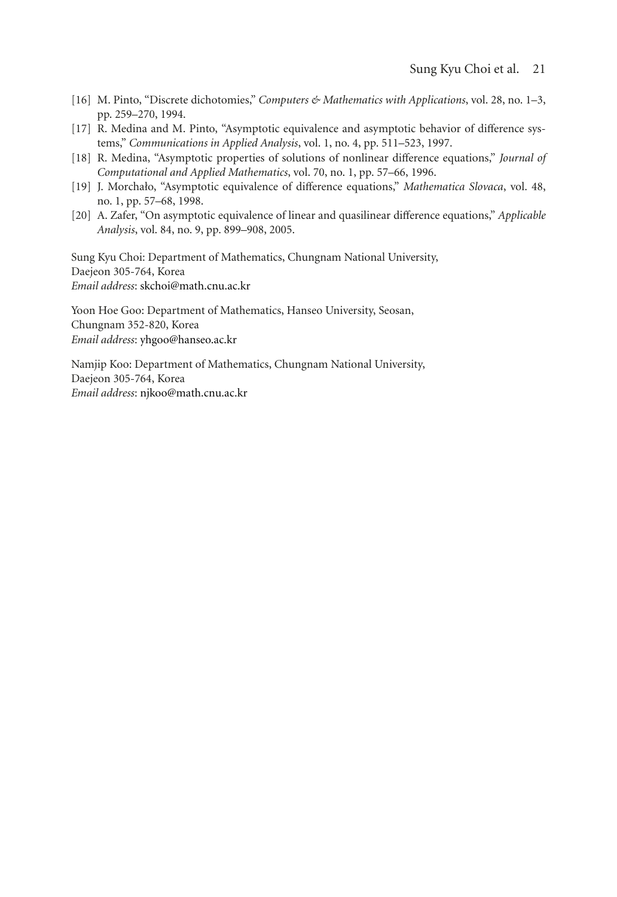[16] M. Pinto, "Discrete dichotomies," *Computers & Mathematics with Applications*, vol. 28, no. 1–3, pp. 259–270, 1994.

[17] R. Medina and M. Pinto, "Asymptotic equivalence and asymptotic behavior of difference systems," *Communications in Applied Analysis*, vol. 1, no. 4, pp. 511–523, 1997.

[18] R. Medina, "Asymptotic properties of solutions of nonlinear difference equations," *Journal of Computational and Applied Mathematics*, vol. 70, no. 1, pp. 57–66, 1996.

[19] J. Morchało, "Asymptotic equivalence of difference equations," *Mathematica Slovaca*, vol. 48, no. 1, pp. 57–68, 1998.

[20] A. Zafer, "On asymptotic equivalence of linear and quasilinear difference equations," *Applicable Analysis*, vol. 84, no. 9, pp. 899–908, 2005.

Sung Kyu Choi: Department of Mathematics, Chungnam National University,
Daejeon 305-764, Korea
*Email address*: skchoi@math.cnu.ac.kr

Yoon Hoe Goo: Department of Mathematics, Hanseo University, Seosan,
Chungnam 352-820, Korea
*Email address*: yhgoo@hanseo.ac.kr

Namjip Koo: Department of Mathematics, Chungnam National University,
Daejeon 305-764, Korea
*Email address*: njkoo@math.cnu.ac.kr